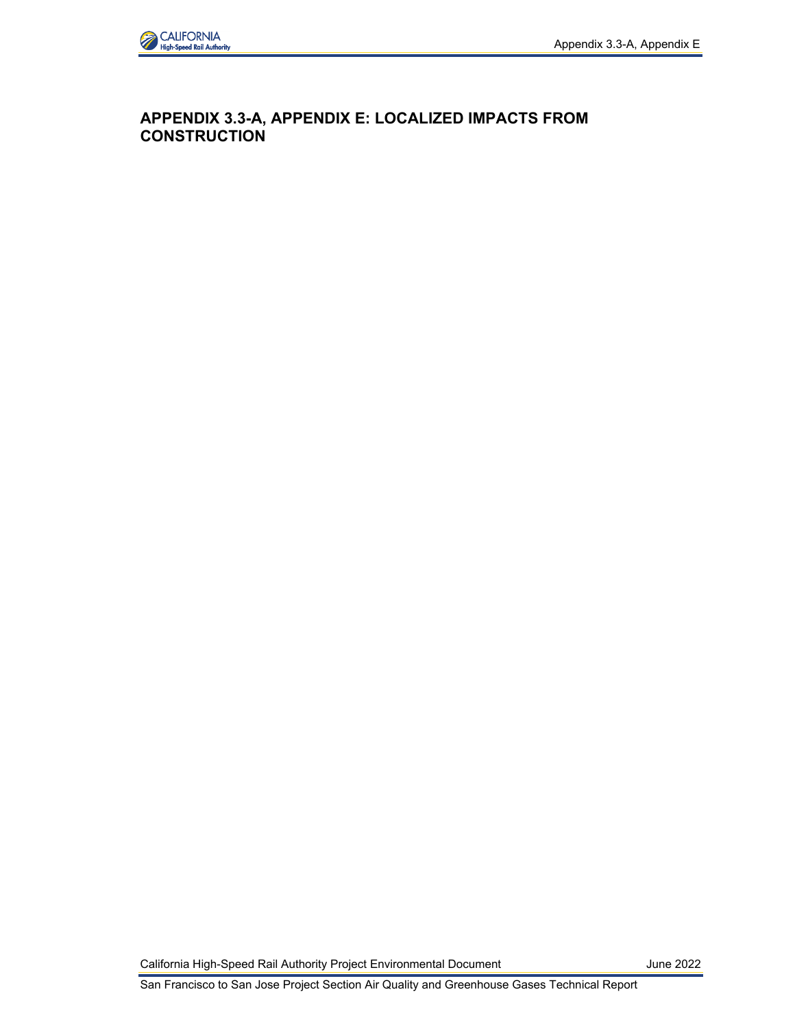# APPENDIX 3.3-A, APPENDIX E: LOCALIZED IMPACTS FROM CONSTRUCTION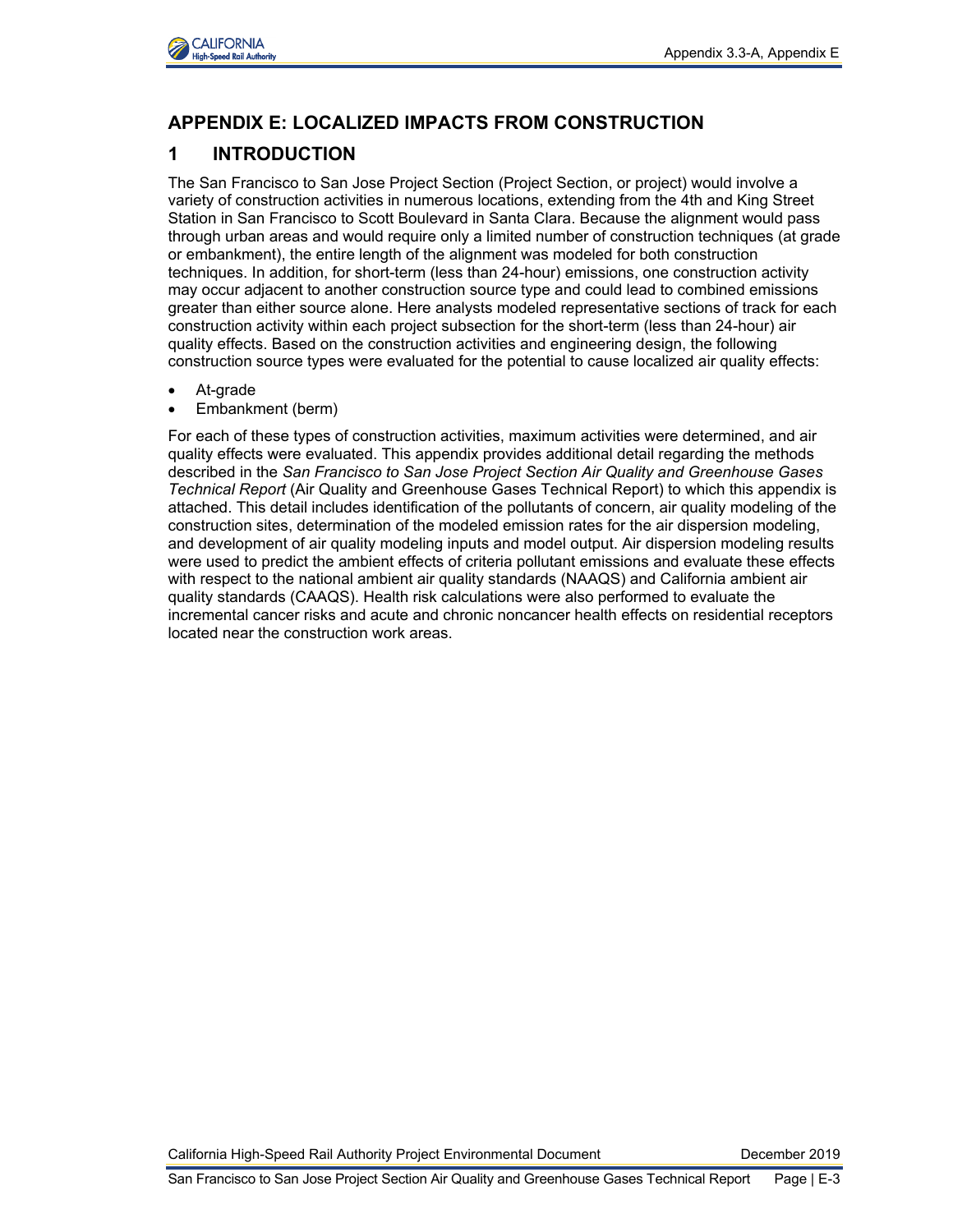# APPENDIX E: LOCALIZED IMPACTS FROM CONSTRUCTION

## 1 INTRODUCTION

The San Francisco to San Jose Project Section (Project Section, or project) would involve a variety of construction activities in numerous locations, extending from the 4th and King Street Station in San Francisco to Scott Boulevard in Santa Clara. Because the alignment would pass through urban areas and would require only a limited number of construction techniques (at grade or embankment), the entire length of the alignment was modeled for both construction techniques. In addition, for short-term (less than 24-hour) emissions, one construction activity may occur adjacent to another construction source type and could lead to combined emissions greater than either source alone. Here analysts modeled representative sections of track for each construction activity within each project subsection for the short-term (less than 24-hour) air quality effects. Based on the construction activities and engineering design, the following construction source types were evaluated for the potential to cause localized air quality effects:

- At-grade
- Embankment (berm)

For each of these types of construction activities, maximum activities were determined, and air quality effects were evaluated. This appendix provides additional detail regarding the methods described in the *San Francisco to San Jose Project Section Air Quality and Greenhouse Gases Technical Report* (Air Quality and Greenhouse Gases Technical Report) to which this appendix is attached. This detail includes identification of the pollutants of concern, air quality modeling of the construction sites, determination of the modeled emission rates for the air dispersion modeling, and development of air quality modeling inputs and model output. Air dispersion modeling results were used to predict the ambient effects of criteria pollutant emissions and evaluate these effects with respect to the national ambient air quality standards (NAAQS) and California ambient air quality standards (CAAQS). Health risk calculations were also performed to evaluate the incremental cancer risks and acute and chronic noncancer health effects on residential receptors located near the construction work areas.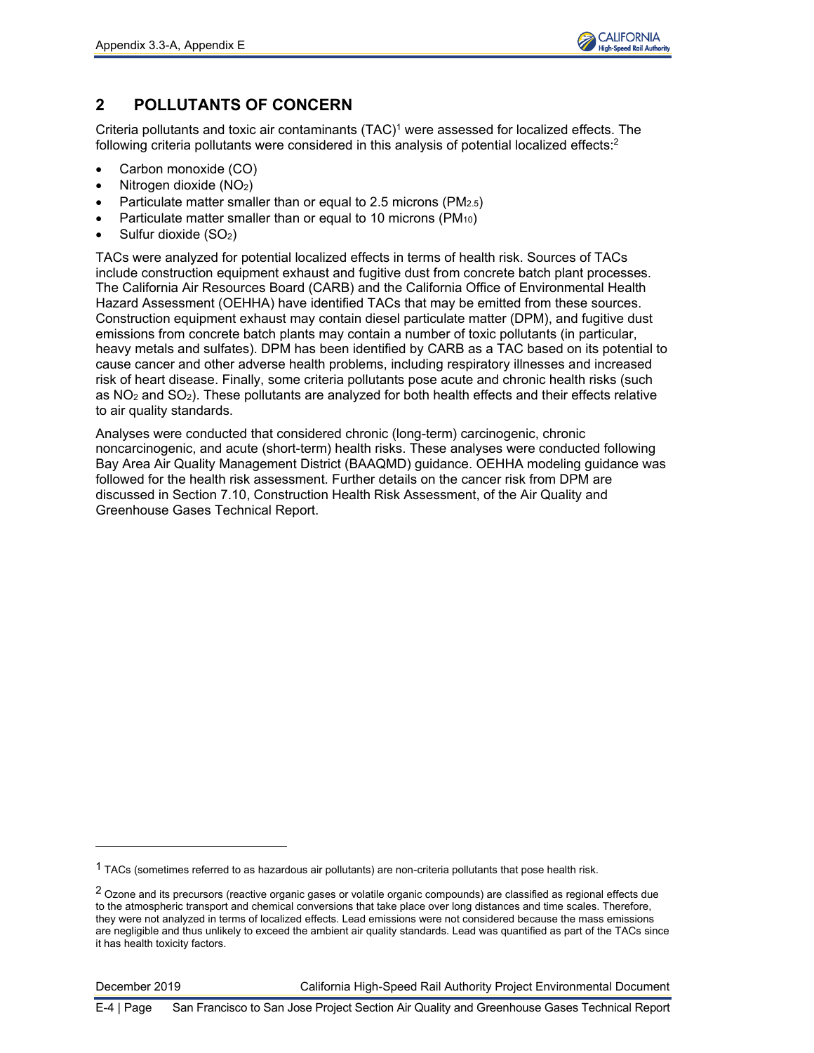## 2 POLLUTANTS OF CONCERN

Criteria pollutants and toxic air contaminants (TAC)[1] were assessed for localized effects. The following criteria pollutants were considered in this analysis of potential localized effects:[2]

- Carbon monoxide (CO)
- Nitrogen dioxide ($NO_2$)
- Particulate matter smaller than or equal to 2.5 microns ($PM_{2.5}$)
- Particulate matter smaller than or equal to 10 microns ($PM_{10}$)
- Sulfur dioxide ($SO_2$)

TACs were analyzed for potential localized effects in terms of health risk. Sources of TACs include construction equipment exhaust and fugitive dust from concrete batch plant processes. The California Air Resources Board (CARB) and the California Office of Environmental Health Hazard Assessment (OEHHA) have identified TACs that may be emitted from these sources. Construction equipment exhaust may contain diesel particulate matter (DPM), and fugitive dust emissions from concrete batch plants may contain a number of toxic pollutants (in particular, heavy metals and sulfates). DPM has been identified by CARB as a TAC based on its potential to cause cancer and other adverse health problems, including respiratory illnesses and increased risk of heart disease. Finally, some criteria pollutants pose acute and chronic health risks (such as $NO_2$ and $SO_2$). These pollutants are analyzed for both health effects and their effects relative to air quality standards.

Analyses were conducted that considered chronic (long-term) carcinogenic, chronic noncarcinogenic, and acute (short-term) health risks. These analyses were conducted following Bay Area Air Quality Management District (BAAQMD) guidance. OEHHA modeling guidance was followed for the health risk assessment. Further details on the cancer risk from DPM are discussed in Section 7.10, Construction Health Risk Assessment, of the Air Quality and Greenhouse Gases Technical Report.

---

[1] TACs (sometimes referred to as hazardous air pollutants) are non-criteria pollutants that pose health risk.

[2] Ozone and its precursors (reactive organic gases or volatile organic compounds) are classified as regional effects due to the atmospheric transport and chemical conversions that take place over long distances and time scales. Therefore, they were not analyzed in terms of localized effects. Lead emissions were not considered because the mass emissions are negligible and thus unlikely to exceed the ambient air quality standards. Lead was quantified as part of the TACs since it has health toxicity factors.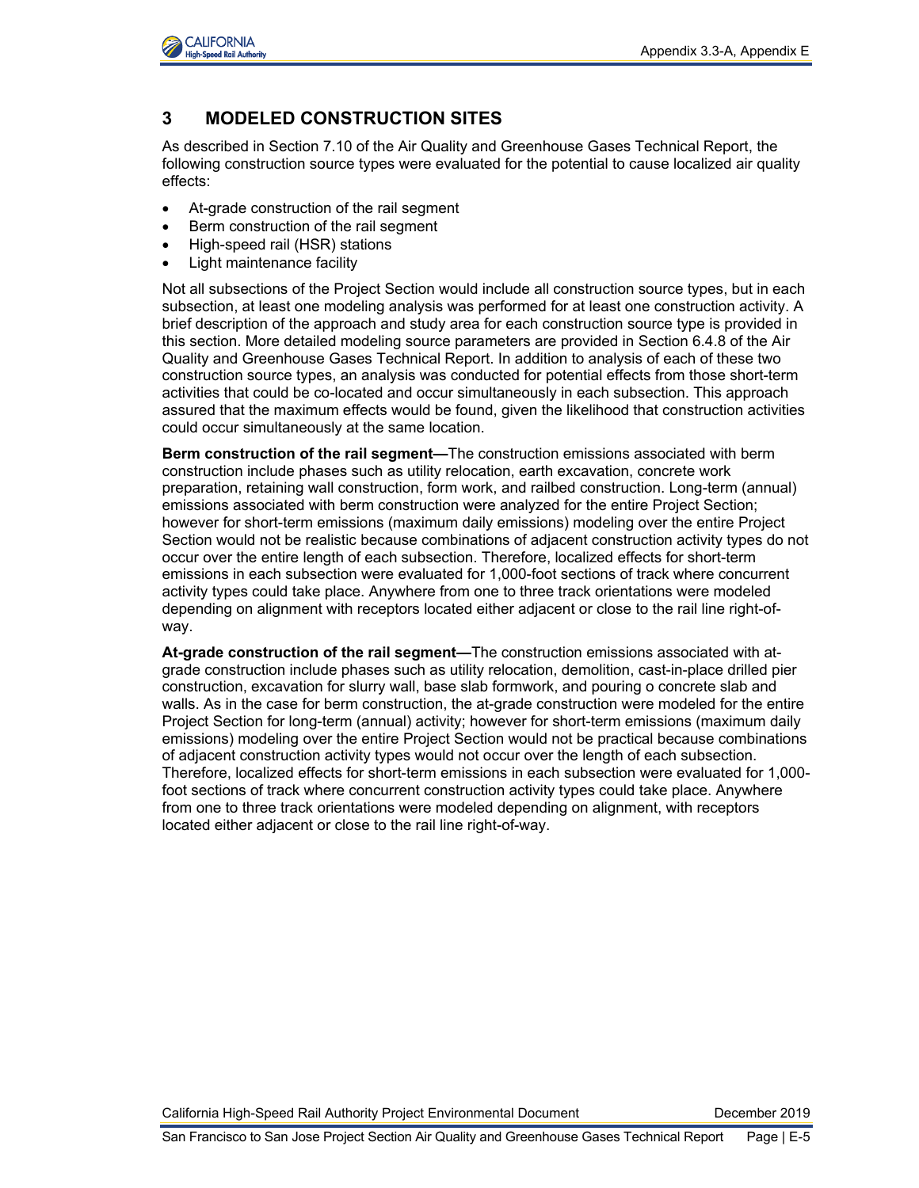## 3 MODELED CONSTRUCTION SITES

As described in Section 7.10 of the Air Quality and Greenhouse Gases Technical Report, the following construction source types were evaluated for the potential to cause localized air quality effects:

- At-grade construction of the rail segment
- Berm construction of the rail segment
- High-speed rail (HSR) stations
- Light maintenance facility

Not all subsections of the Project Section would include all construction source types, but in each subsection, at least one modeling analysis was performed for at least one construction activity. A brief description of the approach and study area for each construction source type is provided in this section. More detailed modeling source parameters are provided in Section 6.4.8 of the Air Quality and Greenhouse Gases Technical Report. In addition to analysis of each of these two construction source types, an analysis was conducted for potential effects from those short-term activities that could be co-located and occur simultaneously in each subsection. This approach assured that the maximum effects would be found, given the likelihood that construction activities could occur simultaneously at the same location.

**Berm construction of the rail segment—**The construction emissions associated with berm construction include phases such as utility relocation, earth excavation, concrete work preparation, retaining wall construction, form work, and railbed construction. Long-term (annual) emissions associated with berm construction were analyzed for the entire Project Section; however for short-term emissions (maximum daily emissions) modeling over the entire Project Section would not be realistic because combinations of adjacent construction activity types do not occur over the entire length of each subsection. Therefore, localized effects for short-term emissions in each subsection were evaluated for 1,000-foot sections of track where concurrent activity types could take place. Anywhere from one to three track orientations were modeled depending on alignment with receptors located either adjacent or close to the rail line right-of-way.

**At-grade construction of the rail segment—**The construction emissions associated with at-grade construction include phases such as utility relocation, demolition, cast-in-place drilled pier construction, excavation for slurry wall, base slab formwork, and pouring o concrete slab and walls. As in the case for berm construction, the at-grade construction were modeled for the entire Project Section for long-term (annual) activity; however for short-term emissions (maximum daily emissions) modeling over the entire Project Section would not be practical because combinations of adjacent construction activity types would not occur over the length of each subsection. Therefore, localized effects for short-term emissions in each subsection were evaluated for 1,000-foot sections of track where concurrent construction activity types could take place. Anywhere from one to three track orientations were modeled depending on alignment, with receptors located either adjacent or close to the rail line right-of-way.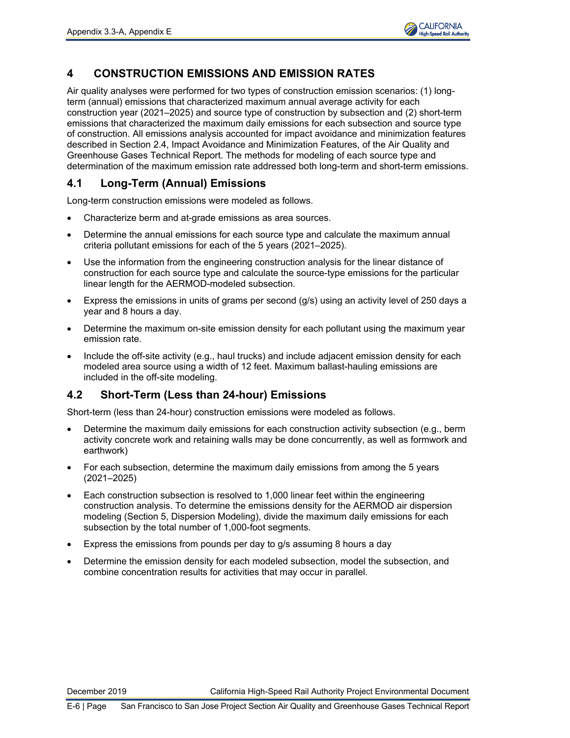# 4 CONSTRUCTION EMISSIONS AND EMISSION RATES

Air quality analyses were performed for two types of construction emission scenarios: (1) long-term (annual) emissions that characterized maximum annual average activity for each construction year (2021–2025) and source type of construction by subsection and (2) short-term emissions that characterized the maximum daily emissions for each subsection and source type of construction. All emissions analysis accounted for impact avoidance and minimization features described in Section 2.4, Impact Avoidance and Minimization Features, of the Air Quality and Greenhouse Gases Technical Report. The methods for modeling of each source type and determination of the maximum emission rate addressed both long-term and short-term emissions.

## 4.1 Long-Term (Annual) Emissions

Long-term construction emissions were modeled as follows.

- Characterize berm and at-grade emissions as area sources.
- Determine the annual emissions for each source type and calculate the maximum annual criteria pollutant emissions for each of the 5 years (2021–2025).
- Use the information from the engineering construction analysis for the linear distance of construction for each source type and calculate the source-type emissions for the particular linear length for the AERMOD-modeled subsection.
- Express the emissions in units of grams per second (g/s) using an activity level of 250 days a year and 8 hours a day.
- Determine the maximum on-site emission density for each pollutant using the maximum year emission rate.
- Include the off-site activity (e.g., haul trucks) and include adjacent emission density for each modeled area source using a width of 12 feet. Maximum ballast-hauling emissions are included in the off-site modeling.

## 4.2 Short-Term (Less than 24-hour) Emissions

Short-term (less than 24-hour) construction emissions were modeled as follows.

- Determine the maximum daily emissions for each construction activity subsection (e.g., berm activity concrete work and retaining walls may be done concurrently, as well as formwork and earthwork)
- For each subsection, determine the maximum daily emissions from among the 5 years (2021–2025)
- Each construction subsection is resolved to 1,000 linear feet within the engineering construction analysis. To determine the emissions density for the AERMOD air dispersion modeling (Section 5, Dispersion Modeling), divide the maximum daily emissions for each subsection by the total number of 1,000-foot segments.
- Express the emissions from pounds per day to g/s assuming 8 hours a day
- Determine the emission density for each modeled subsection, model the subsection, and combine concentration results for activities that may occur in parallel.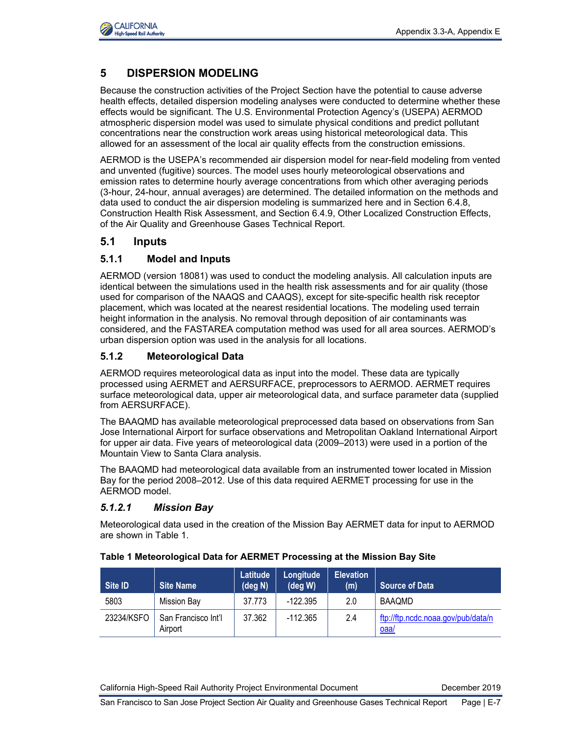# 5 DISPERSION MODELING

Because the construction activities of the Project Section have the potential to cause adverse health effects, detailed dispersion modeling analyses were conducted to determine whether these effects would be significant. The U.S. Environmental Protection Agency's (USEPA) AERMOD atmospheric dispersion model was used to simulate physical conditions and predict pollutant concentrations near the construction work areas using historical meteorological data. This allowed for an assessment of the local air quality effects from the construction emissions.

AERMOD is the USEPA's recommended air dispersion model for near-field modeling from vented and unvented (fugitive) sources. The model uses hourly meteorological observations and emission rates to determine hourly average concentrations from which other averaging periods (3-hour, 24-hour, annual averages) are determined. The detailed information on the methods and data used to conduct the air dispersion modeling is summarized here and in Section 6.4.8, Construction Health Risk Assessment, and Section 6.4.9, Other Localized Construction Effects, of the Air Quality and Greenhouse Gases Technical Report.

## 5.1 Inputs

### 5.1.1 Model and Inputs

AERMOD (version 18081) was used to conduct the modeling analysis. All calculation inputs are identical between the simulations used in the health risk assessments and for air quality (those used for comparison of the NAAQS and CAAQS), except for site-specific health risk receptor placement, which was located at the nearest residential locations. The modeling used terrain height information in the analysis. No removal through deposition of air contaminants was considered, and the FASTAREA computation method was used for all area sources. AERMOD's urban dispersion option was used in the analysis for all locations.

### 5.1.2 Meteorological Data

AERMOD requires meteorological data as input into the model. These data are typically processed using AERMET and AERSURFACE, preprocessors to AERMOD. AERMET requires surface meteorological data, upper air meteorological data, and surface parameter data (supplied from AERSURFACE).

The BAAQMD has available meteorological preprocessed data based on observations from San Jose International Airport for surface observations and Metropolitan Oakland International Airport for upper air data. Five years of meteorological data (2009–2013) were used in a portion of the Mountain View to Santa Clara analysis.

The BAAQMD had meteorological data available from an instrumented tower located in Mission Bay for the period 2008–2012. Use of this data required AERMET processing for use in the AERMOD model.

#### *5.1.2.1 Mission Bay*

Meteorological data used in the creation of the Mission Bay AERMET data for input to AERMOD are shown in Table 1.

**Table 1 Meteorological Data for AERMET Processing at the Mission Bay Site**

| Site ID | Site Name | Latitude (deg N) | Longitude (deg W) | Elevation (m) | Source of Data |
|---|---|---|---|---|---|
| 5803 | Mission Bay | 37.773 | -122.395 | 2.0 | BAAQMD |
| 23234/KSFO | San Francisco Int'l Airport | 37.362 | -112.365 | 2.4 | ftp://ftp.ncdc.noaa.gov/pub/data/noaa/ |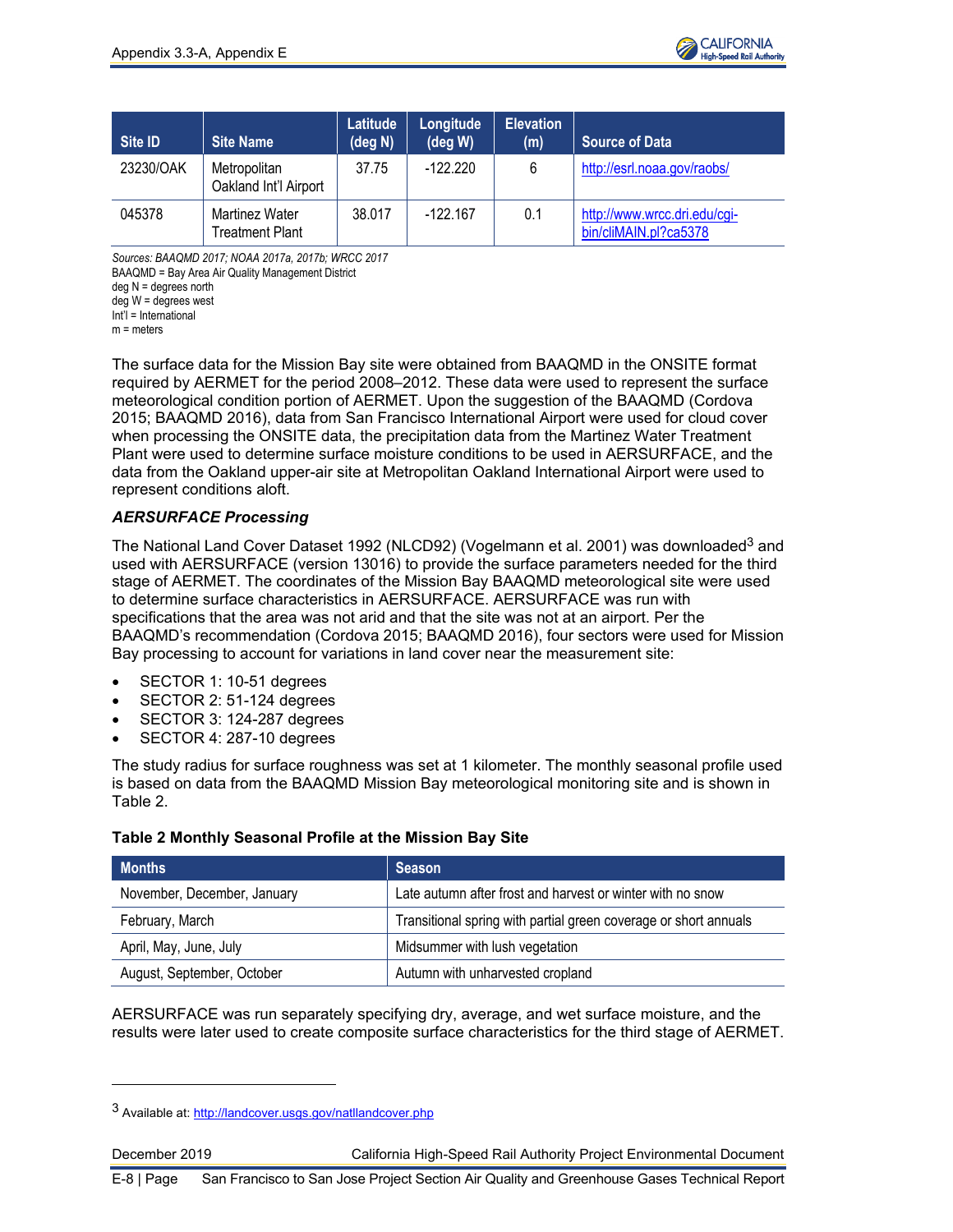| Site ID | Site Name | Latitude (deg N) | Longitude (deg W) | Elevation (m) | Source of Data |
|---|---|---|---|---|---|
| 23230/OAK | Metropolitan Oakland Int'l Airport | 37.75 | -122.220 | 6 | http://esrl.noaa.gov/raobs/ |
| 045378 | Martinez Water Treatment Plant | 38.017 | -122.167 | 0.1 | http://www.wrcc.dri.edu/cgi-bin/cliMAIN.pl?ca5378 |

*Sources: BAAQMD 2017; NOAA 2017a, 2017b; WRCC 2017*
BAAQMD = Bay Area Air Quality Management District
deg N = degrees north
deg W = degrees west
Int'l = International
m = meters

The surface data for the Mission Bay site were obtained from BAAQMD in the ONSITE format required by AERMET for the period 2008–2012. These data were used to represent the surface meteorological condition portion of AERMET. Upon the suggestion of the BAAQMD (Cordova 2015; BAAQMD 2016), data from San Francisco International Airport were used for cloud cover when processing the ONSITE data, the precipitation data from the Martinez Water Treatment Plant were used to determine surface moisture conditions to be used in AERSURFACE, and the data from the Oakland upper-air site at Metropolitan Oakland International Airport were used to represent conditions aloft.

### *AERSURFACE Processing*

The National Land Cover Dataset 1992 (NLCD92) (Vogelmann et al. 2001) was downloaded[3] and used with AERSURFACE (version 13016) to provide the surface parameters needed for the third stage of AERMET. The coordinates of the Mission Bay BAAQMD meteorological site were used to determine surface characteristics in AERSURFACE. AERSURFACE was run with specifications that the area was not arid and that the site was not at an airport. Per the BAAQMD's recommendation (Cordova 2015; BAAQMD 2016), four sectors were used for Mission Bay processing to account for variations in land cover near the measurement site:

- SECTOR 1: 10-51 degrees
- SECTOR 2: 51-124 degrees
- SECTOR 3: 124-287 degrees
- SECTOR 4: 287-10 degrees

The study radius for surface roughness was set at 1 kilometer. The monthly seasonal profile used is based on data from the BAAQMD Mission Bay meteorological monitoring site and is shown in Table 2.

**Table 2 Monthly Seasonal Profile at the Mission Bay Site**

| Months | Season |
|---|---|
| November, December, January | Late autumn after frost and harvest or winter with no snow |
| February, March | Transitional spring with partial green coverage or short annuals |
| April, May, June, July | Midsummer with lush vegetation |
| August, September, October | Autumn with unharvested cropland |

AERSURFACE was run separately specifying dry, average, and wet surface moisture, and the results were later used to create composite surface characteristics for the third stage of AERMET.

---

[3] Available at: http://landcover.usgs.gov/natllandcover.php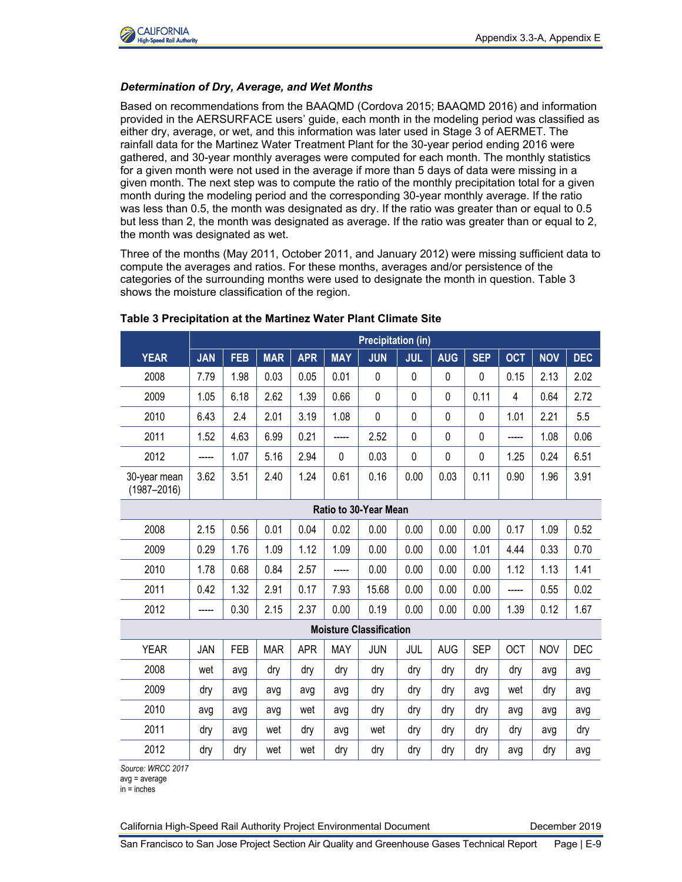### *Determination of Dry, Average, and Wet Months*

Based on recommendations from the BAAQMD (Cordova 2015; BAAQMD 2016) and information provided in the AERSURFACE users' guide, each month in the modeling period was classified as either dry, average, or wet, and this information was later used in Stage 3 of AERMET. The rainfall data for the Martinez Water Treatment Plant for the 30-year period ending 2016 were gathered, and 30-year monthly averages were computed for each month. The monthly statistics for a given month were not used in the average if more than 5 days of data were missing in a given month. The next step was to compute the ratio of the monthly precipitation total for a given month during the modeling period and the corresponding 30-year monthly average. If the ratio was less than 0.5, the month was designated as dry. If the ratio was greater than or equal to 0.5 but less than 2, the month was designated as average. If the ratio was greater than or equal to 2, the month was designated as wet.

Three of the months (May 2011, October 2011, and January 2012) were missing sufficient data to compute the averages and ratios. For these months, averages and/or persistence of the categories of the surrounding months were used to designate the month in question. Table 3 shows the moisture classification of the region.

**Table 3 Precipitation at the Martinez Water Plant Climate Site**

| | Precipitation (in) | | | | | | | | | | | |
|---|---|---|---|---|---|---|---|---|---|---|---|---|
| **YEAR** | **JAN** | **FEB** | **MAR** | **APR** | **MAY** | **JUN** | **JUL** | **AUG** | **SEP** | **OCT** | **NOV** | **DEC** |
| 2008 | 7.79 | 1.98 | 0.03 | 0.05 | 0.01 | 0 | 0 | 0 | 0 | 0.15 | 2.13 | 2.02 |
| 2009 | 1.05 | 6.18 | 2.62 | 1.39 | 0.66 | 0 | 0 | 0 | 0.11 | 4 | 0.64 | 2.72 |
| 2010 | 6.43 | 2.4 | 2.01 | 3.19 | 1.08 | 0 | 0 | 0 | 0 | 1.01 | 2.21 | 5.5 |
| 2011 | 1.52 | 4.63 | 6.99 | 0.21 | ----- | 2.52 | 0 | 0 | 0 | ----- | 1.08 | 0.06 |
| 2012 | ----- | 1.07 | 5.16 | 2.94 | 0 | 0.03 | 0 | 0 | 0 | 1.25 | 0.24 | 6.51 |
| 30-year mean (1987–2016) | 3.62 | 3.51 | 2.40 | 1.24 | 0.61 | 0.16 | 0.00 | 0.03 | 0.11 | 0.90 | 1.96 | 3.91 |
| **Ratio to 30-Year Mean** | | | | | | | | | | | | |
| 2008 | 2.15 | 0.56 | 0.01 | 0.04 | 0.02 | 0.00 | 0.00 | 0.00 | 0.00 | 0.17 | 1.09 | 0.52 |
| 2009 | 0.29 | 1.76 | 1.09 | 1.12 | 1.09 | 0.00 | 0.00 | 0.00 | 1.01 | 4.44 | 0.33 | 0.70 |
| 2010 | 1.78 | 0.68 | 0.84 | 2.57 | ----- | 0.00 | 0.00 | 0.00 | 0.00 | 1.12 | 1.13 | 1.41 |
| 2011 | 0.42 | 1.32 | 2.91 | 0.17 | 7.93 | 15.68 | 0.00 | 0.00 | 0.00 | ----- | 0.55 | 0.02 |
| 2012 | ----- | 0.30 | 2.15 | 2.37 | 0.00 | 0.19 | 0.00 | 0.00 | 0.00 | 1.39 | 0.12 | 1.67 |
| **Moisture Classification** | | | | | | | | | | | | |
| YEAR | JAN | FEB | MAR | APR | MAY | JUN | JUL | AUG | SEP | OCT | NOV | DEC |
| 2008 | wet | avg | dry | dry | dry | dry | dry | dry | dry | dry | avg | avg |
| 2009 | dry | avg | avg | avg | avg | dry | dry | dry | avg | wet | dry | avg |
| 2010 | avg | avg | avg | wet | avg | dry | dry | dry | dry | avg | avg | avg |
| 2011 | dry | avg | wet | dry | avg | wet | dry | dry | dry | dry | avg | dry |
| 2012 | dry | dry | wet | wet | dry | dry | dry | dry | dry | avg | dry | avg |

*Source: WRCC 2017*
avg = average
in = inches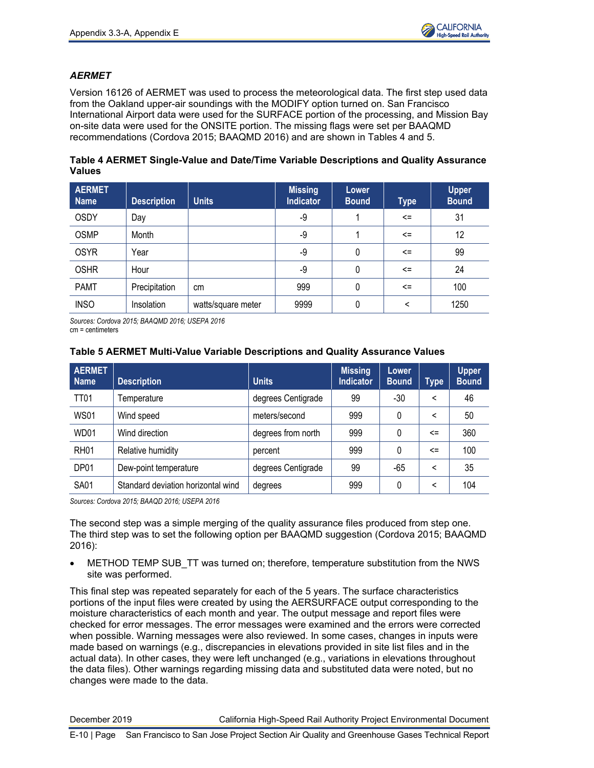### *AERMET*

Version 16126 of AERMET was used to process the meteorological data. The first step used data from the Oakland upper-air soundings with the MODIFY option turned on. San Francisco International Airport data were used for the SURFACE portion of the processing, and Mission Bay on-site data were used for the ONSITE portion. The missing flags were set per BAAQMD recommendations (Cordova 2015; BAAQMD 2016) and are shown in Tables 4 and 5.

**Table 4 AERMET Single-Value and Date/Time Variable Descriptions and Quality Assurance Values**

| AERMET Name | Description | Units | Missing Indicator | Lower Bound | Type | Upper Bound |
|---|---|---|---|---|---|---|
| OSDY | Day | | -9 | 1 | <= | 31 |
| OSMP | Month | | -9 | 1 | <= | 12 |
| OSYR | Year | | -9 | 0 | <= | 99 |
| OSHR | Hour | | -9 | 0 | <= | 24 |
| PAMT | Precipitation | cm | 999 | 0 | <= | 100 |
| INSO | Insolation | watts/square meter | 9999 | 0 | < | 1250 |

*Sources: Cordova 2015; BAAQMD 2016; USEPA 2016*
cm = centimeters

**Table 5 AERMET Multi-Value Variable Descriptions and Quality Assurance Values**

| AERMET Name | Description | Units | Missing Indicator | Lower Bound | Type | Upper Bound |
|---|---|---|---|---|---|---|
| TT01 | Temperature | degrees Centigrade | 99 | -30 | < | 46 |
| WS01 | Wind speed | meters/second | 999 | 0 | < | 50 |
| WD01 | Wind direction | degrees from north | 999 | 0 | <= | 360 |
| RH01 | Relative humidity | percent | 999 | 0 | <= | 100 |
| DP01 | Dew-point temperature | degrees Centigrade | 99 | -65 | < | 35 |
| SA01 | Standard deviation horizontal wind | degrees | 999 | 0 | < | 104 |

*Sources: Cordova 2015; BAAQD 2016; USEPA 2016*

The second step was a simple merging of the quality assurance files produced from step one. The third step was to set the following option per BAAQMD suggestion (Cordova 2015; BAAQMD 2016):

- METHOD TEMP SUB_TT was turned on; therefore, temperature substitution from the NWS site was performed.

This final step was repeated separately for each of the 5 years. The surface characteristics portions of the input files were created by using the AERSURFACE output corresponding to the moisture characteristics of each month and year. The output message and report files were checked for error messages. The error messages were examined and the errors were corrected when possible. Warning messages were also reviewed. In some cases, changes in inputs were made based on warnings (e.g., discrepancies in elevations provided in site list files and in the actual data). In other cases, they were left unchanged (e.g., variations in elevations throughout the data files). Other warnings regarding missing data and substituted data were noted, but no changes were made to the data.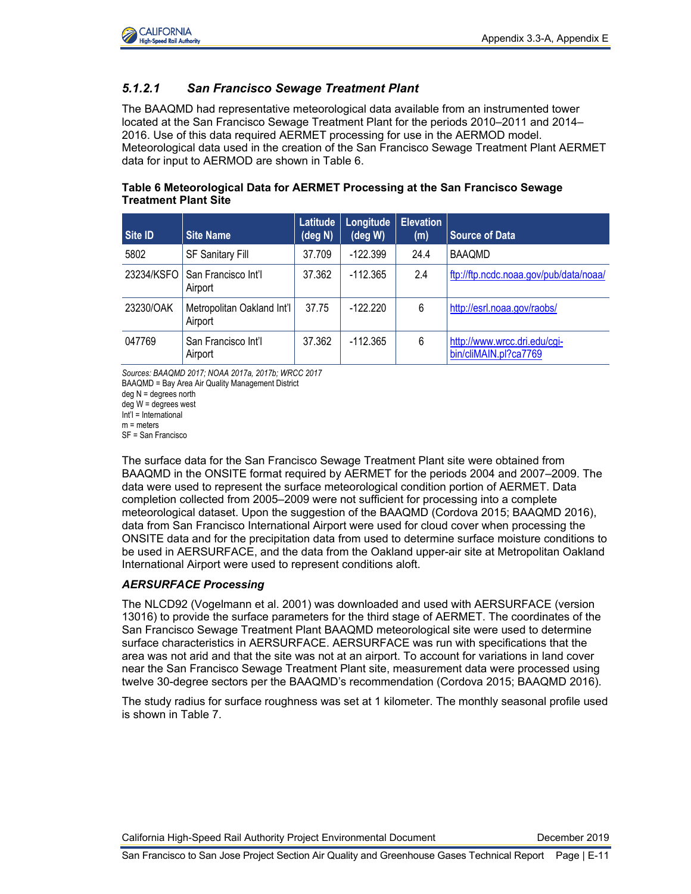### *5.1.2.1 San Francisco Sewage Treatment Plant*

The BAAQMD had representative meteorological data available from an instrumented tower located at the San Francisco Sewage Treatment Plant for the periods 2010–2011 and 2014–2016. Use of this data required AERMET processing for use in the AERMOD model. Meteorological data used in the creation of the San Francisco Sewage Treatment Plant AERMET data for input to AERMOD are shown in Table 6.

**Table 6 Meteorological Data for AERMET Processing at the San Francisco Sewage Treatment Plant Site**

| Site ID | Site Name | Latitude (deg N) | Longitude (deg W) | Elevation (m) | Source of Data |
|---|---|---|---|---|---|
| 5802 | SF Sanitary Fill | 37.709 | -122.399 | 24.4 | BAAQMD |
| 23234/KSFO | San Francisco Int'l Airport | 37.362 | -112.365 | 2.4 | ftp://ftp.ncdc.noaa.gov/pub/data/noaa/ |
| 23230/OAK | Metropolitan Oakland Int'l Airport | 37.75 | -122.220 | 6 | http://esrl.noaa.gov/raobs/ |
| 047769 | San Francisco Int'l Airport | 37.362 | -112.365 | 6 | http://www.wrcc.dri.edu/cgi-bin/cliMAIN.pl?ca7769 |

*Sources: BAAQMD 2017; NOAA 2017a, 2017b; WRCC 2017*
BAAQMD = Bay Area Air Quality Management District
deg N = degrees north
deg W = degrees west
Int'l = International
m = meters
SF = San Francisco

The surface data for the San Francisco Sewage Treatment Plant site were obtained from BAAQMD in the ONSITE format required by AERMET for the periods 2004 and 2007–2009. The data were used to represent the surface meteorological condition portion of AERMET. Data completion collected from 2005–2009 were not sufficient for processing into a complete meteorological dataset. Upon the suggestion of the BAAQMD (Cordova 2015; BAAQMD 2016), data from San Francisco International Airport were used for cloud cover when processing the ONSITE data and for the precipitation data from used to determine surface moisture conditions to be used in AERSURFACE, and the data from the Oakland upper-air site at Metropolitan Oakland International Airport were used to represent conditions aloft.

***AERSURFACE Processing***

The NLCD92 (Vogelmann et al. 2001) was downloaded and used with AERSURFACE (version 13016) to provide the surface parameters for the third stage of AERMET. The coordinates of the San Francisco Sewage Treatment Plant BAAQMD meteorological site were used to determine surface characteristics in AERSURFACE. AERSURFACE was run with specifications that the area was not arid and that the site was not at an airport. To account for variations in land cover near the San Francisco Sewage Treatment Plant site, measurement data were processed using twelve 30-degree sectors per the BAAQMD's recommendation (Cordova 2015; BAAQMD 2016).

The study radius for surface roughness was set at 1 kilometer. The monthly seasonal profile used is shown in Table 7.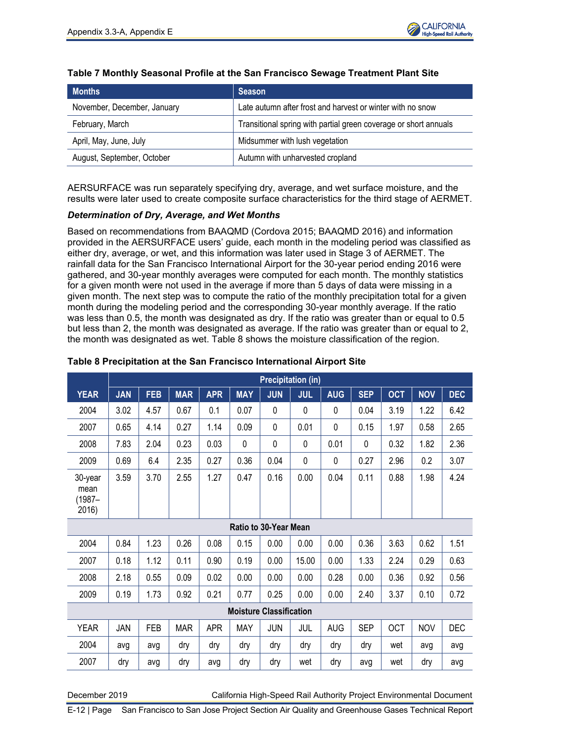**Table 7 Monthly Seasonal Profile at the San Francisco Sewage Treatment Plant Site**

| Months | Season |
| --- | --- |
| November, December, January | Late autumn after frost and harvest or winter with no snow |
| February, March | Transitional spring with partial green coverage or short annuals |
| April, May, June, July | Midsummer with lush vegetation |
| August, September, October | Autumn with unharvested cropland |

AERSURFACE was run separately specifying dry, average, and wet surface moisture, and the results were later used to create composite surface characteristics for the third stage of AERMET.

***Determination of Dry, Average, and Wet Months***

Based on recommendations from BAAQMD (Cordova 2015; BAAQMD 2016) and information provided in the AERSURFACE users' guide, each month in the modeling period was classified as either dry, average, or wet, and this information was later used in Stage 3 of AERMET. The rainfall data for the San Francisco International Airport for the 30-year period ending 2016 were gathered, and 30-year monthly averages were computed for each month. The monthly statistics for a given month were not used in the average if more than 5 days of data were missing in a given month. The next step was to compute the ratio of the monthly precipitation total for a given month during the modeling period and the corresponding 30-year monthly average. If the ratio was less than 0.5, the month was designated as dry. If the ratio was greater than or equal to 0.5 but less than 2, the month was designated as average. If the ratio was greater than or equal to 2, the month was designated as wet. Table 8 shows the moisture classification of the region.

**Table 8 Precipitation at the San Francisco International Airport Site**

| YEAR | Precipitation (in) | | | | | | | | | | | |
| --- | --- | --- | --- | --- | --- | --- | --- | --- | --- | --- | --- | --- |
| | JAN | FEB | MAR | APR | MAY | JUN | JUL | AUG | SEP | OCT | NOV | DEC |
| 2004 | 3.02 | 4.57 | 0.67 | 0.1 | 0.07 | 0 | 0 | 0 | 0.04 | 3.19 | 1.22 | 6.42 |
| 2007 | 0.65 | 4.14 | 0.27 | 1.14 | 0.09 | 0 | 0.01 | 0 | 0.15 | 1.97 | 0.58 | 2.65 |
| 2008 | 7.83 | 2.04 | 0.23 | 0.03 | 0 | 0 | 0 | 0.01 | 0 | 0.32 | 1.82 | 2.36 |
| 2009 | 0.69 | 6.4 | 2.35 | 0.27 | 0.36 | 0.04 | 0 | 0 | 0.27 | 2.96 | 0.2 | 3.07 |
| 30-year mean (1987–2016) | 3.59 | 3.70 | 2.55 | 1.27 | 0.47 | 0.16 | 0.00 | 0.04 | 0.11 | 0.88 | 1.98 | 4.24 |
| **Ratio to 30-Year Mean** | | | | | | | | | | | | |
| 2004 | 0.84 | 1.23 | 0.26 | 0.08 | 0.15 | 0.00 | 0.00 | 0.00 | 0.36 | 3.63 | 0.62 | 1.51 |
| 2007 | 0.18 | 1.12 | 0.11 | 0.90 | 0.19 | 0.00 | 15.00 | 0.00 | 1.33 | 2.24 | 0.29 | 0.63 |
| 2008 | 2.18 | 0.55 | 0.09 | 0.02 | 0.00 | 0.00 | 0.00 | 0.28 | 0.00 | 0.36 | 0.92 | 0.56 |
| 2009 | 0.19 | 1.73 | 0.92 | 0.21 | 0.77 | 0.25 | 0.00 | 0.00 | 2.40 | 3.37 | 0.10 | 0.72 |
| **Moisture Classification** | | | | | | | | | | | | |
| YEAR | JAN | FEB | MAR | APR | MAY | JUN | JUL | AUG | SEP | OCT | NOV | DEC |
| 2004 | avg | avg | dry | dry | dry | dry | dry | dry | dry | wet | avg | avg |
| 2007 | dry | avg | dry | avg | dry | dry | wet | dry | avg | wet | dry | avg |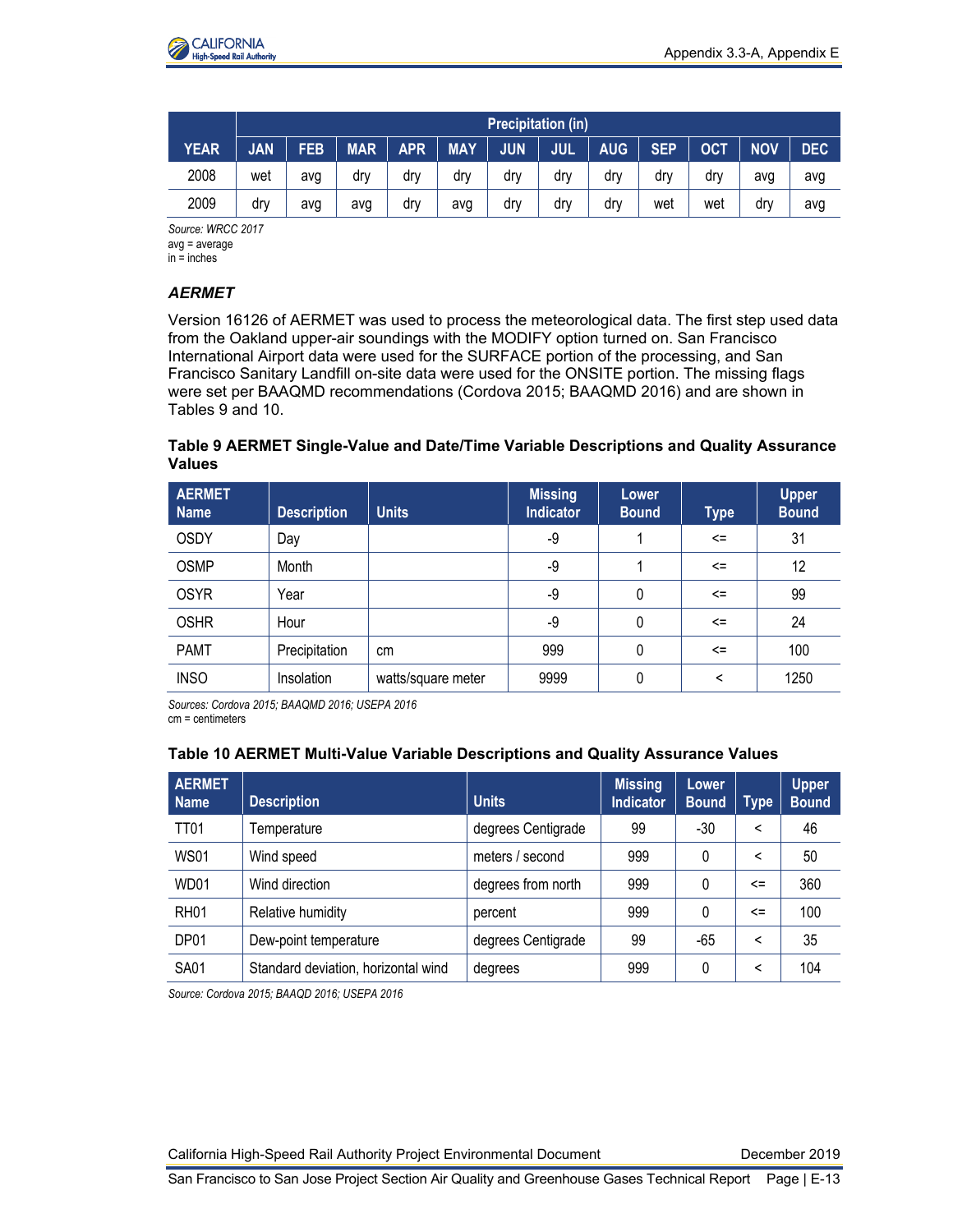| YEAR | Precipitation (in) | | | | | | | | | | | |
|---|---|---|---|---|---|---|---|---|---|---|---|---|
| | JAN | FEB | MAR | APR | MAY | JUN | JUL | AUG | SEP | OCT | NOV | DEC |
| 2008 | wet | avg | dry | dry | dry | dry | dry | dry | dry | dry | avg | avg |
| 2009 | dry | avg | avg | dry | avg | dry | dry | dry | wet | wet | dry | avg |

*Source: WRCC 2017*
avg = average
in = inches

### *AERMET*

Version 16126 of AERMET was used to process the meteorological data. The first step used data from the Oakland upper-air soundings with the MODIFY option turned on. San Francisco International Airport data were used for the SURFACE portion of the processing, and San Francisco Sanitary Landfill on-site data were used for the ONSITE portion. The missing flags were set per BAAQMD recommendations (Cordova 2015; BAAQMD 2016) and are shown in Tables 9 and 10.

**Table 9 AERMET Single-Value and Date/Time Variable Descriptions and Quality Assurance Values**

| AERMET Name | Description | Units | Missing Indicator | Lower Bound | Type | Upper Bound |
|---|---|---|---|---|---|---|
| OSDY | Day | | -9 | 1 | <= | 31 |
| OSMP | Month | | -9 | 1 | <= | 12 |
| OSYR | Year | | -9 | 0 | <= | 99 |
| OSHR | Hour | | -9 | 0 | <= | 24 |
| PAMT | Precipitation | cm | 999 | 0 | <= | 100 |
| INSO | Insolation | watts/square meter | 9999 | 0 | < | 1250 |

*Sources: Cordova 2015; BAAQMD 2016; USEPA 2016*
cm = centimeters

**Table 10 AERMET Multi-Value Variable Descriptions and Quality Assurance Values**

| AERMET Name | Description | Units | Missing Indicator | Lower Bound | Type | Upper Bound |
|---|---|---|---|---|---|---|
| TT01 | Temperature | degrees Centigrade | 99 | -30 | < | 46 |
| WS01 | Wind speed | meters / second | 999 | 0 | < | 50 |
| WD01 | Wind direction | degrees from north | 999 | 0 | <= | 360 |
| RH01 | Relative humidity | percent | 999 | 0 | <= | 100 |
| DP01 | Dew-point temperature | degrees Centigrade | 99 | -65 | < | 35 |
| SA01 | Standard deviation, horizontal wind | degrees | 999 | 0 | < | 104 |

*Source: Cordova 2015; BAAQD 2016; USEPA 2016*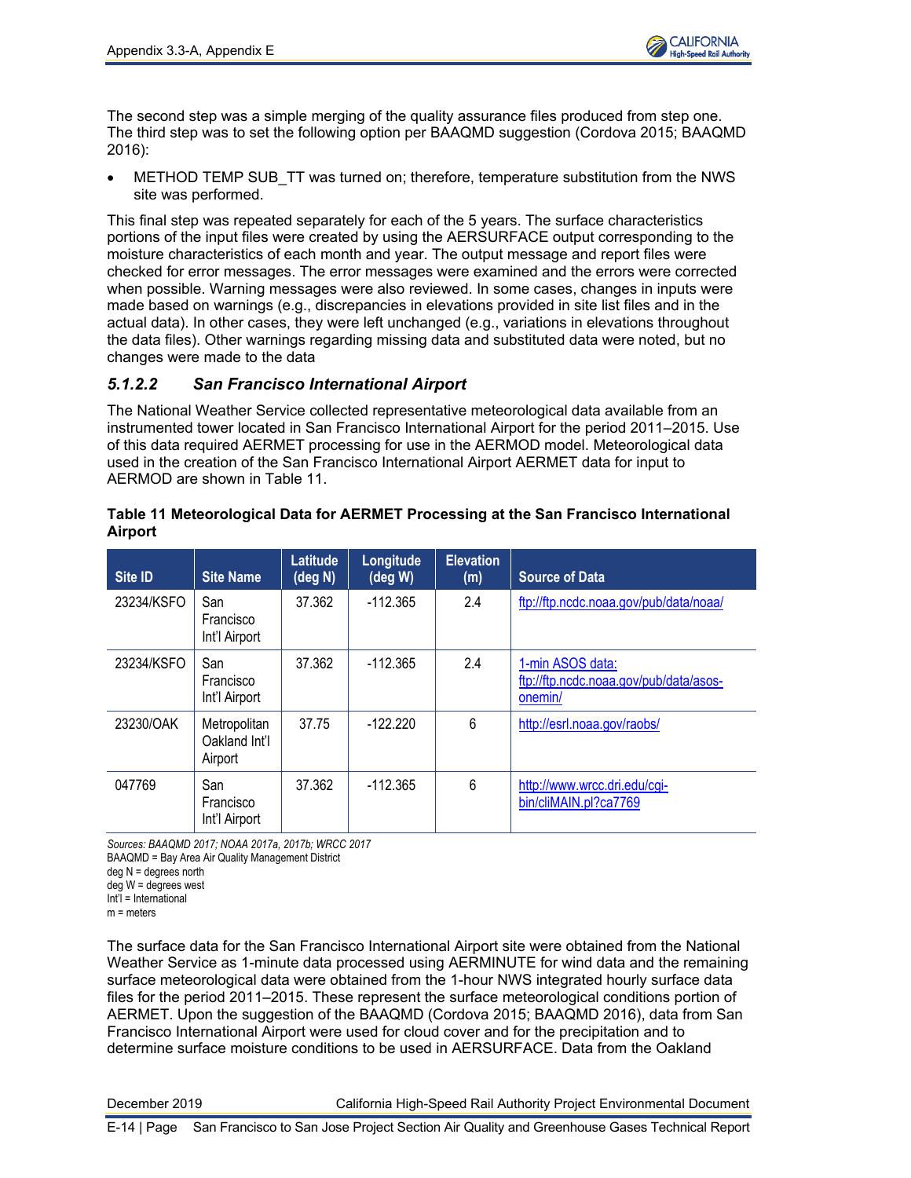The second step was a simple merging of the quality assurance files produced from step one. The third step was to set the following option per BAAQMD suggestion (Cordova 2015; BAAQMD 2016):

- METHOD TEMP SUB_TT was turned on; therefore, temperature substitution from the NWS site was performed.

This final step was repeated separately for each of the 5 years. The surface characteristics portions of the input files were created by using the AERSURFACE output corresponding to the moisture characteristics of each month and year. The output message and report files were checked for error messages. The error messages were examined and the errors were corrected when possible. Warning messages were also reviewed. In some cases, changes in inputs were made based on warnings (e.g., discrepancies in elevations provided in site list files and in the actual data). In other cases, they were left unchanged (e.g., variations in elevations throughout the data files). Other warnings regarding missing data and substituted data were noted, but no changes were made to the data

### *5.1.2.2 San Francisco International Airport*

The National Weather Service collected representative meteorological data available from an instrumented tower located in San Francisco International Airport for the period 2011–2015. Use of this data required AERMET processing for use in the AERMOD model. Meteorological data used in the creation of the San Francisco International Airport AERMET data for input to AERMOD are shown in Table 11.

**Table 11 Meteorological Data for AERMET Processing at the San Francisco International Airport**

| Site ID | Site Name | Latitude (deg N) | Longitude (deg W) | Elevation (m) | Source of Data |
|---|---|---|---|---|---|
| 23234/KSFO | San Francisco Int'l Airport | 37.362 | -112.365 | 2.4 | ftp://ftp.ncdc.noaa.gov/pub/data/noaa/ |
| 23234/KSFO | San Francisco Int'l Airport | 37.362 | -112.365 | 2.4 | 1-min ASOS data: ftp://ftp.ncdc.noaa.gov/pub/data/asos-onemin/ |
| 23230/OAK | Metropolitan Oakland Int'l Airport | 37.75 | -122.220 | 6 | http://esrl.noaa.gov/raobs/ |
| 047769 | San Francisco Int'l Airport | 37.362 | -112.365 | 6 | http://www.wrcc.dri.edu/cgi-bin/cliMAIN.pl?ca7769 |

*Sources: BAAQMD 2017; NOAA 2017a, 2017b; WRCC 2017*
BAAQMD = Bay Area Air Quality Management District
deg N = degrees north
deg W = degrees west
Int'l = International
m = meters

The surface data for the San Francisco International Airport site were obtained from the National Weather Service as 1-minute data processed using AERMINUTE for wind data and the remaining surface meteorological data were obtained from the 1-hour NWS integrated hourly surface data files for the period 2011–2015. These represent the surface meteorological conditions portion of AERMET. Upon the suggestion of the BAAQMD (Cordova 2015; BAAQMD 2016), data from San Francisco International Airport were used for cloud cover and for the precipitation and to determine surface moisture conditions to be used in AERSURFACE. Data from the Oakland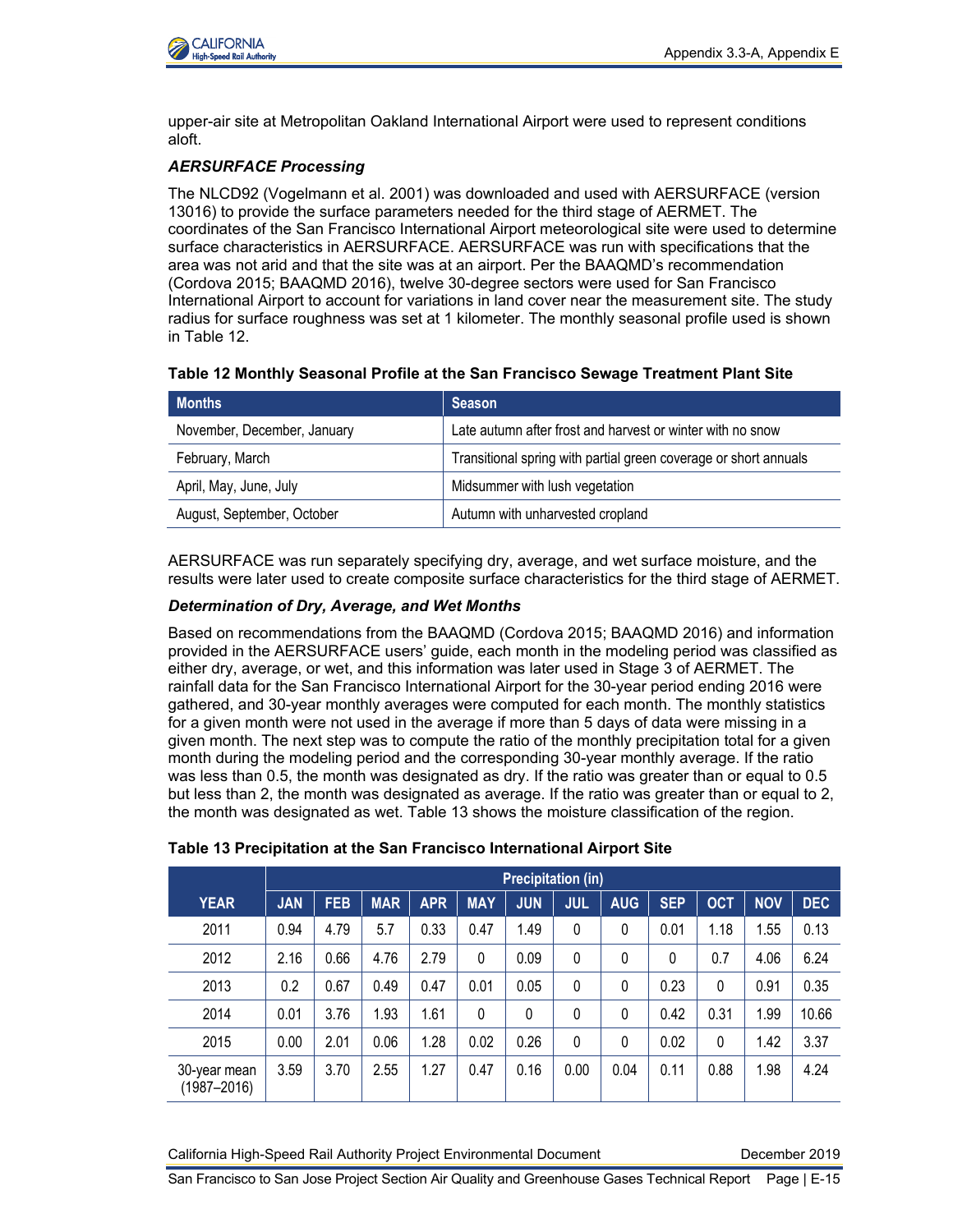upper-air site at Metropolitan Oakland International Airport were used to represent conditions aloft.

### *AERSURFACE Processing*

The NLCD92 (Vogelmann et al. 2001) was downloaded and used with AERSURFACE (version 13016) to provide the surface parameters needed for the third stage of AERMET. The coordinates of the San Francisco International Airport meteorological site were used to determine surface characteristics in AERSURFACE. AERSURFACE was run with specifications that the area was not arid and that the site was at an airport. Per the BAAQMD's recommendation (Cordova 2015; BAAQMD 2016), twelve 30-degree sectors were used for San Francisco International Airport to account for variations in land cover near the measurement site. The study radius for surface roughness was set at 1 kilometer. The monthly seasonal profile used is shown in Table 12.

**Table 12 Monthly Seasonal Profile at the San Francisco Sewage Treatment Plant Site**

| Months | Season |
|---|---|
| November, December, January | Late autumn after frost and harvest or winter with no snow |
| February, March | Transitional spring with partial green coverage or short annuals |
| April, May, June, July | Midsummer with lush vegetation |
| August, September, October | Autumn with unharvested cropland |

AERSURFACE was run separately specifying dry, average, and wet surface moisture, and the results were later used to create composite surface characteristics for the third stage of AERMET.

### *Determination of Dry, Average, and Wet Months*

Based on recommendations from the BAAQMD (Cordova 2015; BAAQMD 2016) and information provided in the AERSURFACE users' guide, each month in the modeling period was classified as either dry, average, or wet, and this information was later used in Stage 3 of AERMET. The rainfall data for the San Francisco International Airport for the 30-year period ending 2016 were gathered, and 30-year monthly averages were computed for each month. The monthly statistics for a given month were not used in the average if more than 5 days of data were missing in a given month. The next step was to compute the ratio of the monthly precipitation total for a given month during the modeling period and the corresponding 30-year monthly average. If the ratio was less than 0.5, the month was designated as dry. If the ratio was greater than or equal to 0.5 but less than 2, the month was designated as average. If the ratio was greater than or equal to 2, the month was designated as wet. Table 13 shows the moisture classification of the region.

**Table 13 Precipitation at the San Francisco International Airport Site**

| | Precipitation (in) | | | | | | | | | | | |
|---|---|---|---|---|---|---|---|---|---|---|---|---|
| YEAR | JAN | FEB | MAR | APR | MAY | JUN | JUL | AUG | SEP | OCT | NOV | DEC |
| 2011 | 0.94 | 4.79 | 5.7 | 0.33 | 0.47 | 1.49 | 0 | 0 | 0.01 | 1.18 | 1.55 | 0.13 |
| 2012 | 2.16 | 0.66 | 4.76 | 2.79 | 0 | 0.09 | 0 | 0 | 0 | 0.7 | 4.06 | 6.24 |
| 2013 | 0.2 | 0.67 | 0.49 | 0.47 | 0.01 | 0.05 | 0 | 0 | 0.23 | 0 | 0.91 | 0.35 |
| 2014 | 0.01 | 3.76 | 1.93 | 1.61 | 0 | 0 | 0 | 0 | 0.42 | 0.31 | 1.99 | 10.66 |
| 2015 | 0.00 | 2.01 | 0.06 | 1.28 | 0.02 | 0.26 | 0 | 0 | 0.02 | 0 | 1.42 | 3.37 |
| 30-year mean (1987–2016) | 3.59 | 3.70 | 2.55 | 1.27 | 0.47 | 0.16 | 0.00 | 0.04 | 0.11 | 0.88 | 1.98 | 4.24 |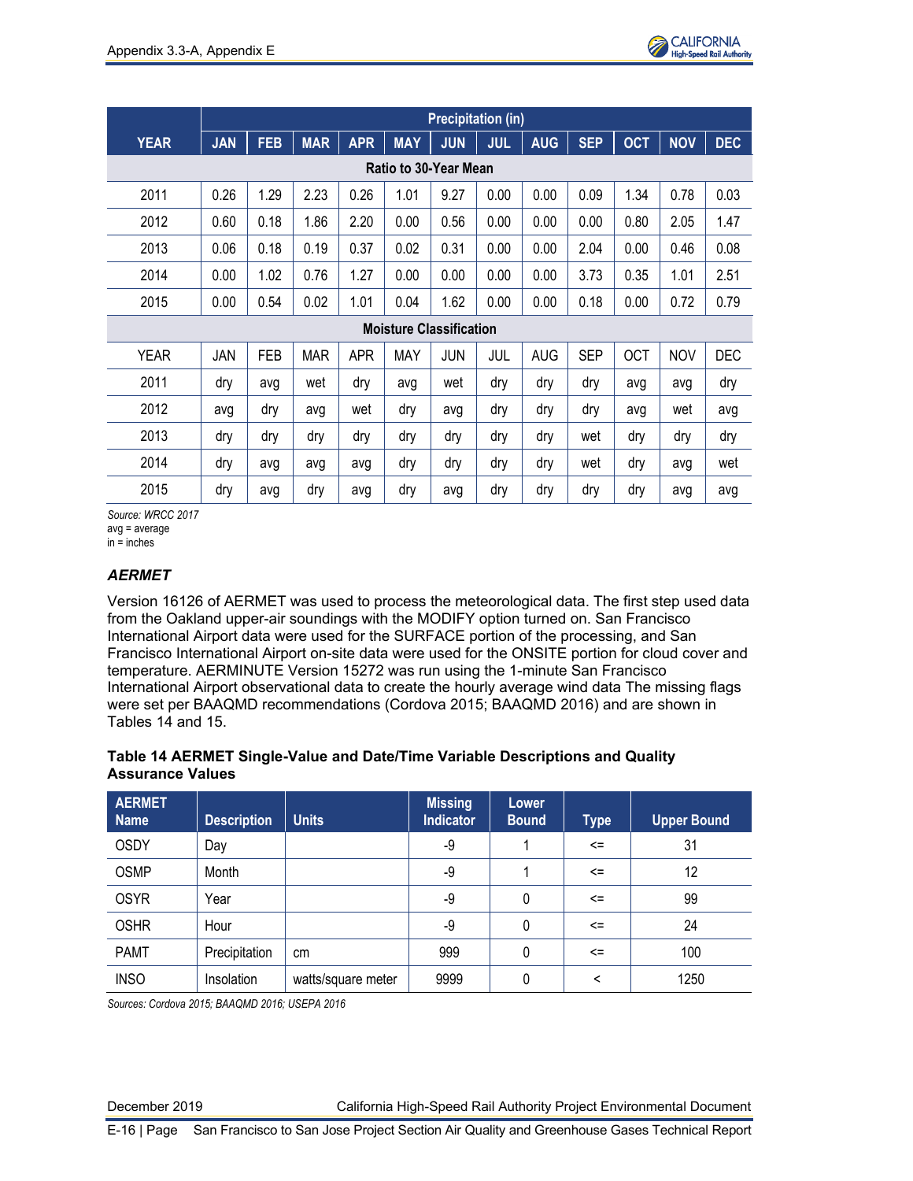| YEAR | Precipitation (in) | | | | | | | | | | | |
|---|---|---|---|---|---|---|---|---|---|---|---|---|
| | JAN | FEB | MAR | APR | MAY | JUN | JUL | AUG | SEP | OCT | NOV | DEC |
| **Ratio to 30-Year Mean** | | | | | | | | | | | | |
| 2011 | 0.26 | 1.29 | 2.23 | 0.26 | 1.01 | 9.27 | 0.00 | 0.00 | 0.09 | 1.34 | 0.78 | 0.03 |
| 2012 | 0.60 | 0.18 | 1.86 | 2.20 | 0.00 | 0.56 | 0.00 | 0.00 | 0.00 | 0.80 | 2.05 | 1.47 |
| 2013 | 0.06 | 0.18 | 0.19 | 0.37 | 0.02 | 0.31 | 0.00 | 0.00 | 2.04 | 0.00 | 0.46 | 0.08 |
| 2014 | 0.00 | 1.02 | 0.76 | 1.27 | 0.00 | 0.00 | 0.00 | 0.00 | 3.73 | 0.35 | 1.01 | 2.51 |
| 2015 | 0.00 | 0.54 | 0.02 | 1.01 | 0.04 | 1.62 | 0.00 | 0.00 | 0.18 | 0.00 | 0.72 | 0.79 |
| **Moisture Classification** | | | | | | | | | | | | |
| YEAR | JAN | FEB | MAR | APR | MAY | JUN | JUL | AUG | SEP | OCT | NOV | DEC |
| 2011 | dry | avg | wet | dry | avg | wet | dry | dry | dry | avg | avg | dry |
| 2012 | avg | dry | avg | wet | dry | avg | dry | dry | dry | avg | wet | avg |
| 2013 | dry | dry | dry | dry | dry | dry | dry | dry | wet | dry | dry | dry |
| 2014 | dry | avg | avg | avg | dry | dry | dry | dry | wet | dry | avg | wet |
| 2015 | dry | avg | dry | avg | dry | avg | dry | dry | dry | dry | avg | avg |

*Source: WRCC 2017*
avg = average
in = inches

### *AERMET*

Version 16126 of AERMET was used to process the meteorological data. The first step used data from the Oakland upper-air soundings with the MODIFY option turned on. San Francisco International Airport data were used for the SURFACE portion of the processing, and San Francisco International Airport on-site data were used for the ONSITE portion for cloud cover and temperature. AERMINUTE Version 15272 was run using the 1-minute San Francisco International Airport observational data to create the hourly average wind data The missing flags were set per BAAQMD recommendations (Cordova 2015; BAAQMD 2016) and are shown in Tables 14 and 15.

**Table 14 AERMET Single-Value and Date/Time Variable Descriptions and Quality Assurance Values**

| AERMET Name | Description | Units | Missing Indicator | Lower Bound | Type | Upper Bound |
|---|---|---|---|---|---|---|
| OSDY | Day | | -9 | 1 | <= | 31 |
| OSMP | Month | | -9 | 1 | <= | 12 |
| OSYR | Year | | -9 | 0 | <= | 99 |
| OSHR | Hour | | -9 | 0 | <= | 24 |
| PAMT | Precipitation | cm | 999 | 0 | <= | 100 |
| INSO | Insolation | watts/square meter | 9999 | 0 | < | 1250 |

*Sources: Cordova 2015; BAAQMD 2016; USEPA 2016*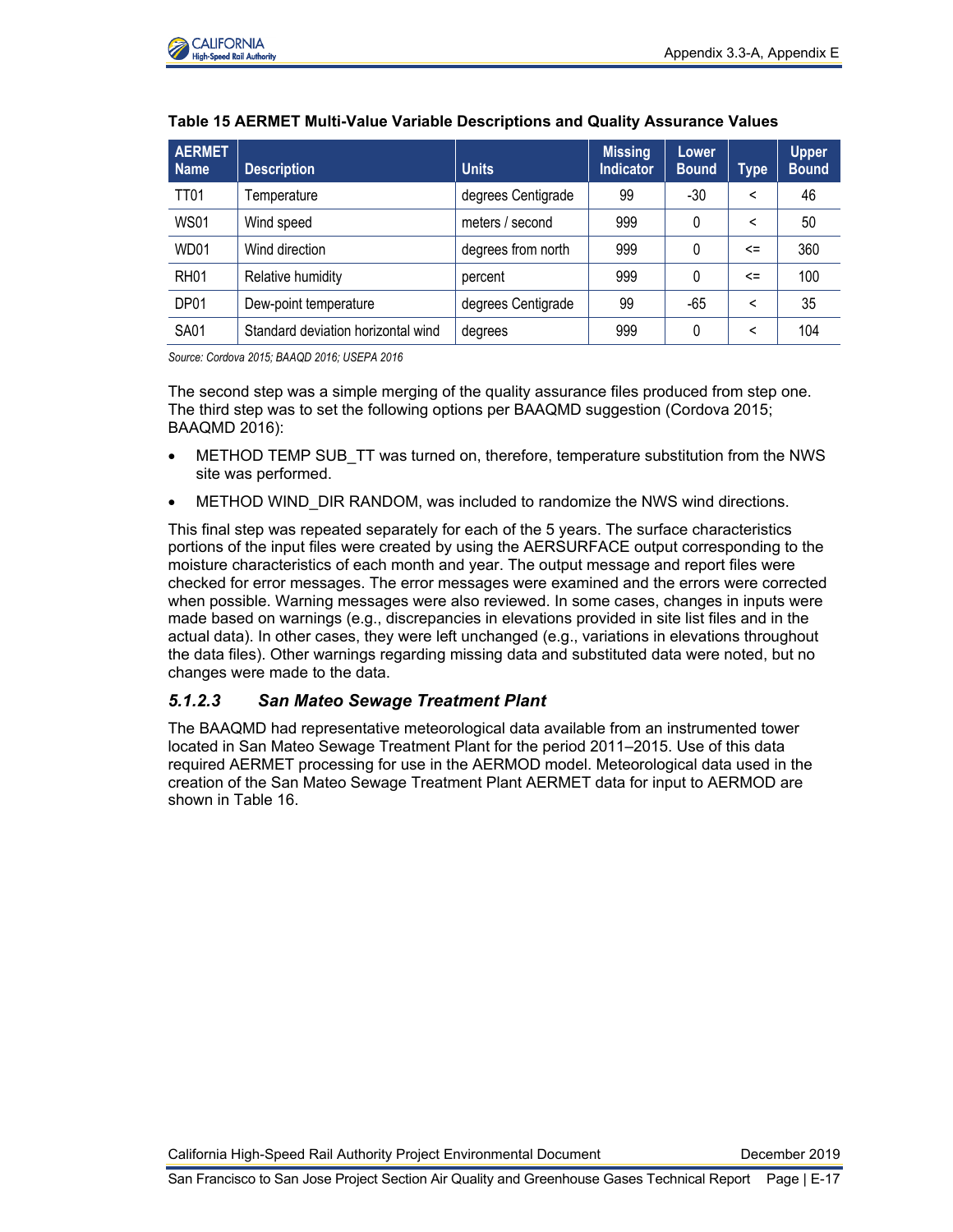**Table 15 AERMET Multi-Value Variable Descriptions and Quality Assurance Values**

| AERMET Name | Description | Units | Missing Indicator | Lower Bound | Type | Upper Bound |
|---|---|---|---|---|---|---|
| TT01 | Temperature | degrees Centigrade | 99 | -30 | < | 46 |
| WS01 | Wind speed | meters / second | 999 | 0 | < | 50 |
| WD01 | Wind direction | degrees from north | 999 | 0 | <= | 360 |
| RH01 | Relative humidity | percent | 999 | 0 | <= | 100 |
| DP01 | Dew-point temperature | degrees Centigrade | 99 | -65 | < | 35 |
| SA01 | Standard deviation horizontal wind | degrees | 999 | 0 | < | 104 |

*Source: Cordova 2015; BAAQD 2016; USEPA 2016*

The second step was a simple merging of the quality assurance files produced from step one. The third step was to set the following options per BAAQMD suggestion (Cordova 2015; BAAQMD 2016):

- METHOD TEMP SUB_TT was turned on, therefore, temperature substitution from the NWS site was performed.
- METHOD WIND_DIR RANDOM, was included to randomize the NWS wind directions.

This final step was repeated separately for each of the 5 years. The surface characteristics portions of the input files were created by using the AERSURFACE output corresponding to the moisture characteristics of each month and year. The output message and report files were checked for error messages. The error messages were examined and the errors were corrected when possible. Warning messages were also reviewed. In some cases, changes in inputs were made based on warnings (e.g., discrepancies in elevations provided in site list files and in the actual data). In other cases, they were left unchanged (e.g., variations in elevations throughout the data files). Other warnings regarding missing data and substituted data were noted, but no changes were made to the data.

#### *5.1.2.3 San Mateo Sewage Treatment Plant*

The BAAQMD had representative meteorological data available from an instrumented tower located in San Mateo Sewage Treatment Plant for the period 2011–2015. Use of this data required AERMET processing for use in the AERMOD model. Meteorological data used in the creation of the San Mateo Sewage Treatment Plant AERMET data for input to AERMOD are shown in Table 16.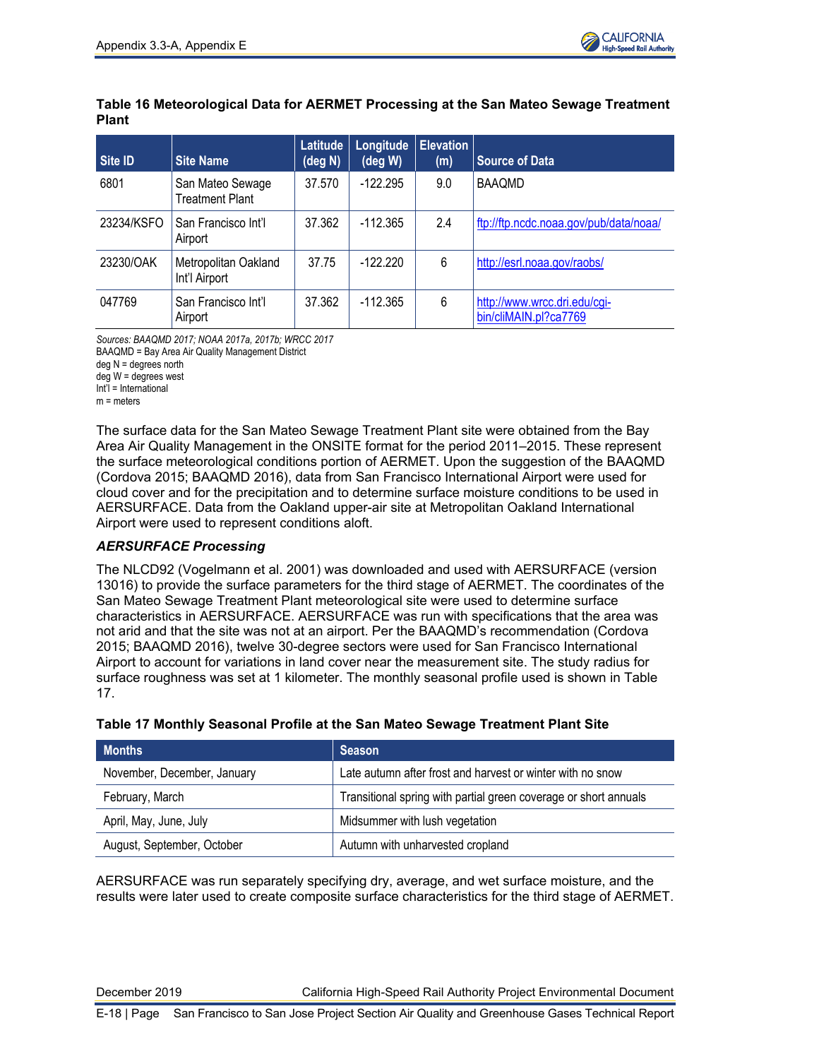**Table 16 Meteorological Data for AERMET Processing at the San Mateo Sewage Treatment Plant**

| Site ID | Site Name | Latitude (deg N) | Longitude (deg W) | Elevation (m) | Source of Data |
|---|---|---|---|---|---|
| 6801 | San Mateo Sewage Treatment Plant | 37.570 | -122.295 | 9.0 | BAAQMD |
| 23234/KSFO | San Francisco Int'l Airport | 37.362 | -112.365 | 2.4 | ftp://ftp.ncdc.noaa.gov/pub/data/noaa/ |
| 23230/OAK | Metropolitan Oakland Int'l Airport | 37.75 | -122.220 | 6 | http://esrl.noaa.gov/raobs/ |
| 047769 | San Francisco Int'l Airport | 37.362 | -112.365 | 6 | http://www.wrcc.dri.edu/cgi-bin/cliMAIN.pl?ca7769 |

*Sources: BAAQMD 2017; NOAA 2017a, 2017b; WRCC 2017*
BAAQMD = Bay Area Air Quality Management District
deg N = degrees north
deg W = degrees west
Int'l = International
m = meters

The surface data for the San Mateo Sewage Treatment Plant site were obtained from the Bay Area Air Quality Management in the ONSITE format for the period 2011–2015. These represent the surface meteorological conditions portion of AERMET. Upon the suggestion of the BAAQMD (Cordova 2015; BAAQMD 2016), data from San Francisco International Airport were used for cloud cover and for the precipitation and to determine surface moisture conditions to be used in AERSURFACE. Data from the Oakland upper-air site at Metropolitan Oakland International Airport were used to represent conditions aloft.

### *AERSURFACE Processing*

The NLCD92 (Vogelmann et al. 2001) was downloaded and used with AERSURFACE (version 13016) to provide the surface parameters for the third stage of AERMET. The coordinates of the San Mateo Sewage Treatment Plant meteorological site were used to determine surface characteristics in AERSURFACE. AERSURFACE was run with specifications that the area was not arid and that the site was not at an airport. Per the BAAQMD's recommendation (Cordova 2015; BAAQMD 2016), twelve 30-degree sectors were used for San Francisco International Airport to account for variations in land cover near the measurement site. The study radius for surface roughness was set at 1 kilometer. The monthly seasonal profile used is shown in Table 17.

**Table 17 Monthly Seasonal Profile at the San Mateo Sewage Treatment Plant Site**

| Months | Season |
|---|---|
| November, December, January | Late autumn after frost and harvest or winter with no snow |
| February, March | Transitional spring with partial green coverage or short annuals |
| April, May, June, July | Midsummer with lush vegetation |
| August, September, October | Autumn with unharvested cropland |

AERSURFACE was run separately specifying dry, average, and wet surface moisture, and the results were later used to create composite surface characteristics for the third stage of AERMET.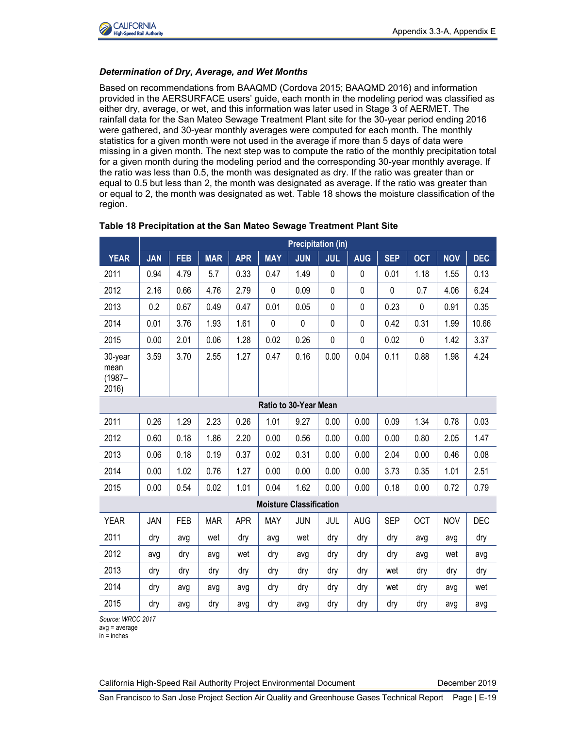### *Determination of Dry, Average, and Wet Months*

Based on recommendations from BAAQMD (Cordova 2015; BAAQMD 2016) and information provided in the AERSURFACE users' guide, each month in the modeling period was classified as either dry, average, or wet, and this information was later used in Stage 3 of AERMET. The rainfall data for the San Mateo Sewage Treatment Plant site for the 30-year period ending 2016 were gathered, and 30-year monthly averages were computed for each month. The monthly statistics for a given month were not used in the average if more than 5 days of data were missing in a given month. The next step was to compute the ratio of the monthly precipitation total for a given month during the modeling period and the corresponding 30-year monthly average. If the ratio was less than 0.5, the month was designated as dry. If the ratio was greater than or equal to 0.5 but less than 2, the month was designated as average. If the ratio was greater than or equal to 2, the month was designated as wet. Table 18 shows the moisture classification of the region.

**Table 18 Precipitation at the San Mateo Sewage Treatment Plant Site**

| | Precipitation (in) | | | | | | | | | | | |
|---|---|---|---|---|---|---|---|---|---|---|---|---|
| **YEAR** | **JAN** | **FEB** | **MAR** | **APR** | **MAY** | **JUN** | **JUL** | **AUG** | **SEP** | **OCT** | **NOV** | **DEC** |
| 2011 | 0.94 | 4.79 | 5.7 | 0.33 | 0.47 | 1.49 | 0 | 0 | 0.01 | 1.18 | 1.55 | 0.13 |
| 2012 | 2.16 | 0.66 | 4.76 | 2.79 | 0 | 0.09 | 0 | 0 | 0 | 0.7 | 4.06 | 6.24 |
| 2013 | 0.2 | 0.67 | 0.49 | 0.47 | 0.01 | 0.05 | 0 | 0 | 0.23 | 0 | 0.91 | 0.35 |
| 2014 | 0.01 | 3.76 | 1.93 | 1.61 | 0 | 0 | 0 | 0 | 0.42 | 0.31 | 1.99 | 10.66 |
| 2015 | 0.00 | 2.01 | 0.06 | 1.28 | 0.02 | 0.26 | 0 | 0 | 0.02 | 0 | 1.42 | 3.37 |
| 30-year mean (1987–2016) | 3.59 | 3.70 | 2.55 | 1.27 | 0.47 | 0.16 | 0.00 | 0.04 | 0.11 | 0.88 | 1.98 | 4.24 |
| **Ratio to 30-Year Mean** | | | | | | | | | | | | |
| 2011 | 0.26 | 1.29 | 2.23 | 0.26 | 1.01 | 9.27 | 0.00 | 0.00 | 0.09 | 1.34 | 0.78 | 0.03 |
| 2012 | 0.60 | 0.18 | 1.86 | 2.20 | 0.00 | 0.56 | 0.00 | 0.00 | 0.00 | 0.80 | 2.05 | 1.47 |
| 2013 | 0.06 | 0.18 | 0.19 | 0.37 | 0.02 | 0.31 | 0.00 | 0.00 | 2.04 | 0.00 | 0.46 | 0.08 |
| 2014 | 0.00 | 1.02 | 0.76 | 1.27 | 0.00 | 0.00 | 0.00 | 0.00 | 3.73 | 0.35 | 1.01 | 2.51 |
| 2015 | 0.00 | 0.54 | 0.02 | 1.01 | 0.04 | 1.62 | 0.00 | 0.00 | 0.18 | 0.00 | 0.72 | 0.79 |
| **Moisture Classification** | | | | | | | | | | | | |
| YEAR | JAN | FEB | MAR | APR | MAY | JUN | JUL | AUG | SEP | OCT | NOV | DEC |
| 2011 | dry | avg | wet | dry | avg | wet | dry | dry | dry | avg | avg | dry |
| 2012 | avg | dry | avg | wet | dry | avg | dry | dry | dry | avg | wet | avg |
| 2013 | dry | dry | dry | dry | dry | dry | dry | dry | wet | dry | dry | dry |
| 2014 | dry | avg | avg | avg | dry | dry | dry | dry | wet | dry | avg | wet |
| 2015 | dry | avg | dry | avg | dry | avg | dry | dry | dry | dry | avg | avg |

*Source: WRCC 2017*
avg = average
in = inches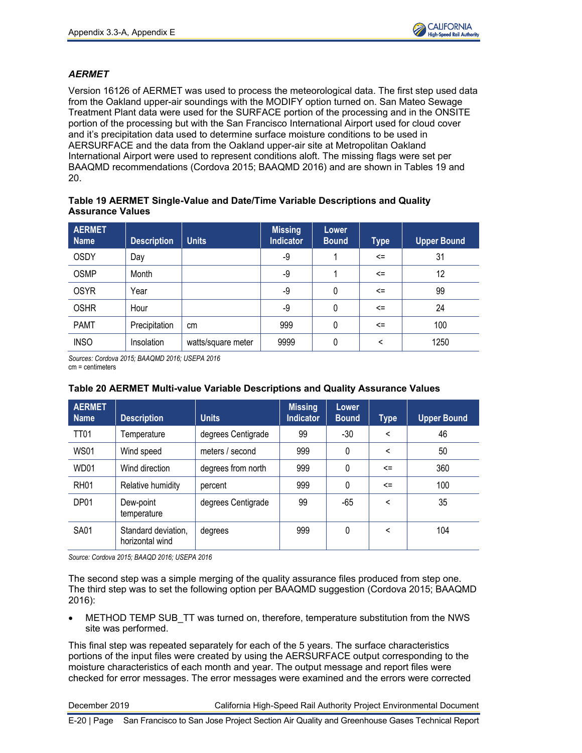### *AERMET*

Version 16126 of AERMET was used to process the meteorological data. The first step used data from the Oakland upper-air soundings with the MODIFY option turned on. San Mateo Sewage Treatment Plant data were used for the SURFACE portion of the processing and in the ONSITE portion of the processing but with the San Francisco International Airport used for cloud cover and it's precipitation data used to determine surface moisture conditions to be used in AERSURFACE and the data from the Oakland upper-air site at Metropolitan Oakland International Airport were used to represent conditions aloft. The missing flags were set per BAAQMD recommendations (Cordova 2015; BAAQMD 2016) and are shown in Tables 19 and 20.

**Table 19 AERMET Single-Value and Date/Time Variable Descriptions and Quality Assurance Values**

| AERMET Name | Description | Units | Missing Indicator | Lower Bound | Type | Upper Bound |
|---|---|---|---|---|---|---|
| OSDY | Day | | -9 | 1 | <= | 31 |
| OSMP | Month | | -9 | 1 | <= | 12 |
| OSYR | Year | | -9 | 0 | <= | 99 |
| OSHR | Hour | | -9 | 0 | <= | 24 |
| PAMT | Precipitation | cm | 999 | 0 | <= | 100 |
| INSO | Insolation | watts/square meter | 9999 | 0 | < | 1250 |

*Sources: Cordova 2015; BAAQMD 2016; USEPA 2016*
cm = centimeters

**Table 20 AERMET Multi-value Variable Descriptions and Quality Assurance Values**

| AERMET Name | Description | Units | Missing Indicator | Lower Bound | Type | Upper Bound |
|---|---|---|---|---|---|---|
| TT01 | Temperature | degrees Centigrade | 99 | -30 | < | 46 |
| WS01 | Wind speed | meters / second | 999 | 0 | < | 50 |
| WD01 | Wind direction | degrees from north | 999 | 0 | <= | 360 |
| RH01 | Relative humidity | percent | 999 | 0 | <= | 100 |
| DP01 | Dew-point temperature | degrees Centigrade | 99 | -65 | < | 35 |
| SA01 | Standard deviation, horizontal wind | degrees | 999 | 0 | < | 104 |

*Source: Cordova 2015; BAAQD 2016; USEPA 2016*

The second step was a simple merging of the quality assurance files produced from step one. The third step was to set the following option per BAAQMD suggestion (Cordova 2015; BAAQMD 2016):

- METHOD TEMP SUB_TT was turned on, therefore, temperature substitution from the NWS site was performed.

This final step was repeated separately for each of the 5 years. The surface characteristics portions of the input files were created by using the AERSURFACE output corresponding to the moisture characteristics of each month and year. The output message and report files were checked for error messages. The error messages were examined and the errors were corrected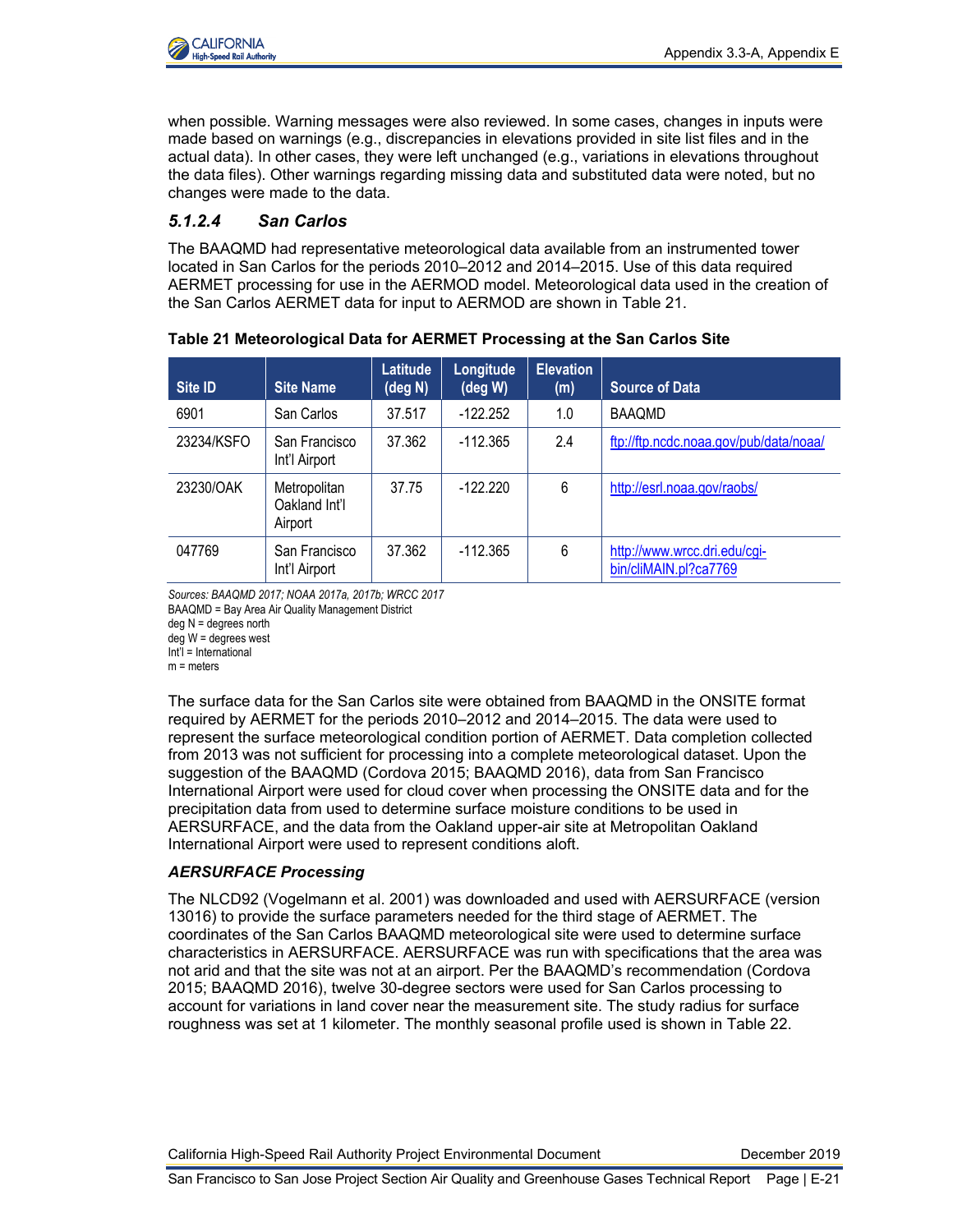when possible. Warning messages were also reviewed. In some cases, changes in inputs were made based on warnings (e.g., discrepancies in elevations provided in site list files and in the actual data). In other cases, they were left unchanged (e.g., variations in elevations throughout the data files). Other warnings regarding missing data and substituted data were noted, but no changes were made to the data.

#### *5.1.2.4 San Carlos*

The BAAQMD had representative meteorological data available from an instrumented tower located in San Carlos for the periods 2010–2012 and 2014–2015. Use of this data required AERMET processing for use in the AERMOD model. Meteorological data used in the creation of the San Carlos AERMET data for input to AERMOD are shown in Table 21.

**Table 21 Meteorological Data for AERMET Processing at the San Carlos Site**

| Site ID | Site Name | Latitude (deg N) | Longitude (deg W) | Elevation (m) | Source of Data |
|---|---|---|---|---|---|
| 6901 | San Carlos | 37.517 | -122.252 | 1.0 | BAAQMD |
| 23234/KSFO | San Francisco Int'l Airport | 37.362 | -112.365 | 2.4 | ftp://ftp.ncdc.noaa.gov/pub/data/noaa/ |
| 23230/OAK | Metropolitan Oakland Int'l Airport | 37.75 | -122.220 | 6 | http://esrl.noaa.gov/raobs/ |
| 047769 | San Francisco Int'l Airport | 37.362 | -112.365 | 6 | http://www.wrcc.dri.edu/cgi-bin/cliMAIN.pl?ca7769 |

*Sources: BAAQMD 2017; NOAA 2017a, 2017b; WRCC 2017*
BAAQMD = Bay Area Air Quality Management District
deg N = degrees north
deg W = degrees west
Int'l = International
m = meters

The surface data for the San Carlos site were obtained from BAAQMD in the ONSITE format required by AERMET for the periods 2010–2012 and 2014–2015. The data were used to represent the surface meteorological condition portion of AERMET. Data completion collected from 2013 was not sufficient for processing into a complete meteorological dataset. Upon the suggestion of the BAAQMD (Cordova 2015; BAAQMD 2016), data from San Francisco International Airport were used for cloud cover when processing the ONSITE data and for the precipitation data from used to determine surface moisture conditions to be used in AERSURFACE, and the data from the Oakland upper-air site at Metropolitan Oakland International Airport were used to represent conditions aloft.

***AERSURFACE Processing***

The NLCD92 (Vogelmann et al. 2001) was downloaded and used with AERSURFACE (version 13016) to provide the surface parameters needed for the third stage of AERMET. The coordinates of the San Carlos BAAQMD meteorological site were used to determine surface characteristics in AERSURFACE. AERSURFACE was run with specifications that the area was not arid and that the site was not at an airport. Per the BAAQMD's recommendation (Cordova 2015; BAAQMD 2016), twelve 30-degree sectors were used for San Carlos processing to account for variations in land cover near the measurement site. The study radius for surface roughness was set at 1 kilometer. The monthly seasonal profile used is shown in Table 22.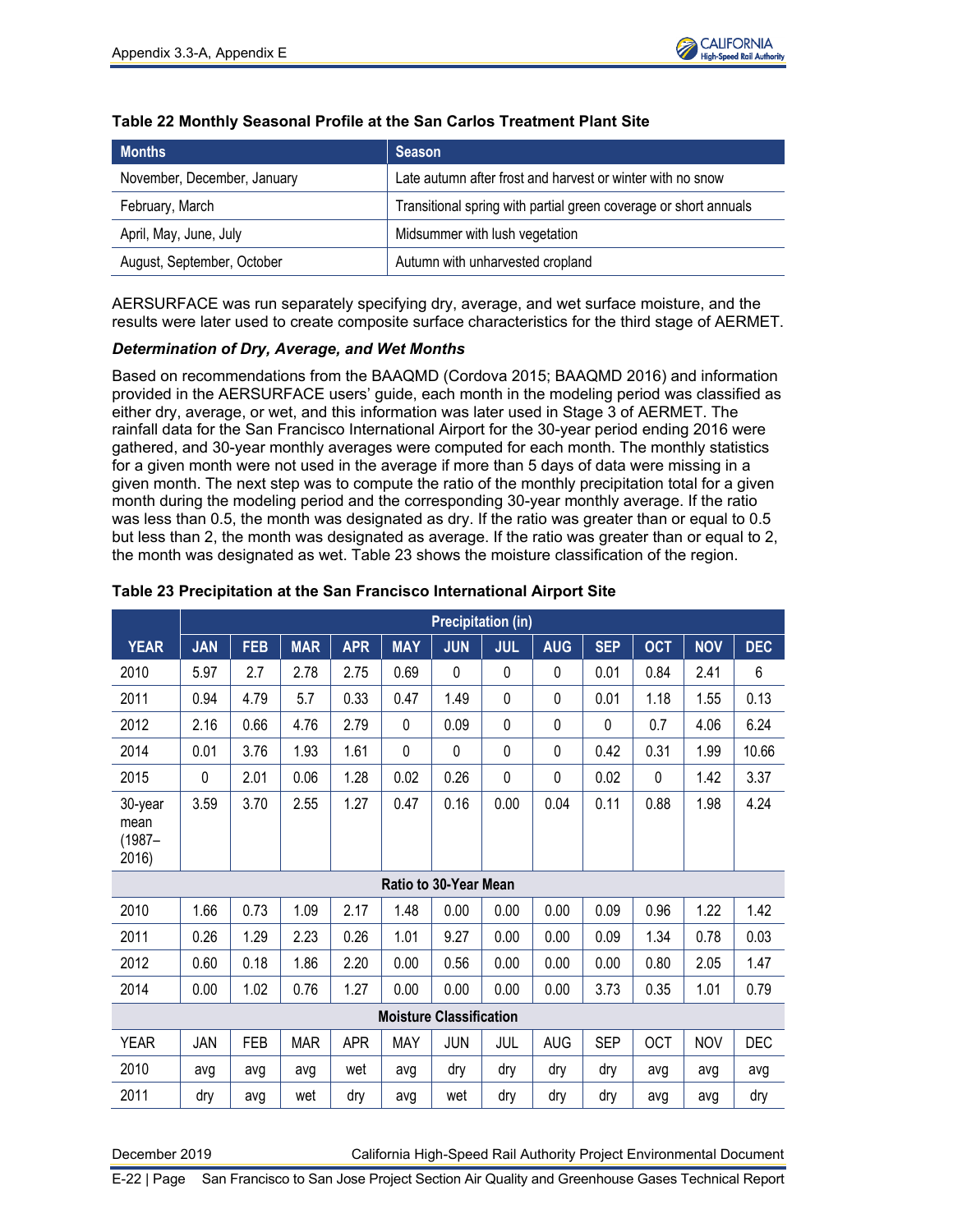**Table 22 Monthly Seasonal Profile at the San Carlos Treatment Plant Site**

| Months | Season |
|---|---|
| November, December, January | Late autumn after frost and harvest or winter with no snow |
| February, March | Transitional spring with partial green coverage or short annuals |
| April, May, June, July | Midsummer with lush vegetation |
| August, September, October | Autumn with unharvested cropland |

AERSURFACE was run separately specifying dry, average, and wet surface moisture, and the results were later used to create composite surface characteristics for the third stage of AERMET.

***Determination of Dry, Average, and Wet Months***

Based on recommendations from the BAAQMD (Cordova 2015; BAAQMD 2016) and information provided in the AERSURFACE users' guide, each month in the modeling period was classified as either dry, average, or wet, and this information was later used in Stage 3 of AERMET. The rainfall data for the San Francisco International Airport for the 30-year period ending 2016 were gathered, and 30-year monthly averages were computed for each month. The monthly statistics for a given month were not used in the average if more than 5 days of data were missing in a given month. The next step was to compute the ratio of the monthly precipitation total for a given month during the modeling period and the corresponding 30-year monthly average. If the ratio was less than 0.5, the month was designated as dry. If the ratio was greater than or equal to 0.5 but less than 2, the month was designated as average. If the ratio was greater than or equal to 2, the month was designated as wet. Table 23 shows the moisture classification of the region.

**Table 23 Precipitation at the San Francisco International Airport Site**

| | Precipitation (in) | | | | | | | | | | | |
|---|---|---|---|---|---|---|---|---|---|---|---|---|
| YEAR | JAN | FEB | MAR | APR | MAY | JUN | JUL | AUG | SEP | OCT | NOV | DEC |
| 2010 | 5.97 | 2.7 | 2.78 | 2.75 | 0.69 | 0 | 0 | 0 | 0.01 | 0.84 | 2.41 | 6 |
| 2011 | 0.94 | 4.79 | 5.7 | 0.33 | 0.47 | 1.49 | 0 | 0 | 0.01 | 1.18 | 1.55 | 0.13 |
| 2012 | 2.16 | 0.66 | 4.76 | 2.79 | 0 | 0.09 | 0 | 0 | 0 | 0.7 | 4.06 | 6.24 |
| 2014 | 0.01 | 3.76 | 1.93 | 1.61 | 0 | 0 | 0 | 0 | 0.42 | 0.31 | 1.99 | 10.66 |
| 2015 | 0 | 2.01 | 0.06 | 1.28 | 0.02 | 0.26 | 0 | 0 | 0.02 | 0 | 1.42 | 3.37 |
| 30-year mean (1987–2016) | 3.59 | 3.70 | 2.55 | 1.27 | 0.47 | 0.16 | 0.00 | 0.04 | 0.11 | 0.88 | 1.98 | 4.24 |
| **Ratio to 30-Year Mean** | | | | | | | | | | | | |
| 2010 | 1.66 | 0.73 | 1.09 | 2.17 | 1.48 | 0.00 | 0.00 | 0.00 | 0.09 | 0.96 | 1.22 | 1.42 |
| 2011 | 0.26 | 1.29 | 2.23 | 0.26 | 1.01 | 9.27 | 0.00 | 0.00 | 0.09 | 1.34 | 0.78 | 0.03 |
| 2012 | 0.60 | 0.18 | 1.86 | 2.20 | 0.00 | 0.56 | 0.00 | 0.00 | 0.00 | 0.80 | 2.05 | 1.47 |
| 2014 | 0.00 | 1.02 | 0.76 | 1.27 | 0.00 | 0.00 | 0.00 | 0.00 | 3.73 | 0.35 | 1.01 | 0.79 |
| **Moisture Classification** | | | | | | | | | | | | |
| YEAR | JAN | FEB | MAR | APR | MAY | JUN | JUL | AUG | SEP | OCT | NOV | DEC |
| 2010 | avg | avg | avg | wet | avg | dry | dry | dry | dry | avg | avg | avg |
| 2011 | dry | avg | wet | dry | avg | wet | dry | dry | dry | avg | avg | dry |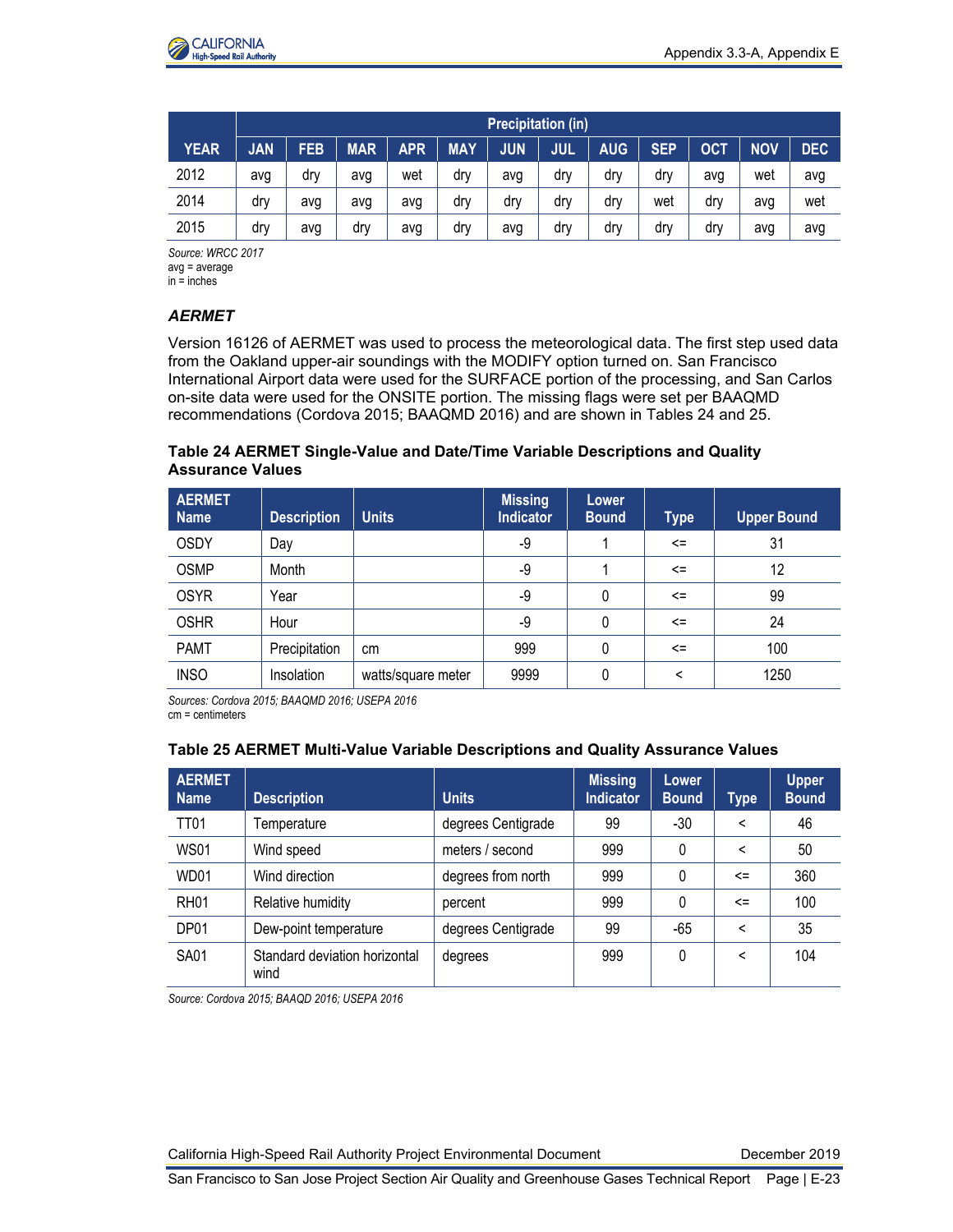| YEAR | Precipitation (in) | | | | | | | | | | | |
|---|---|---|---|---|---|---|---|---|---|---|---|---|
| | JAN | FEB | MAR | APR | MAY | JUN | JUL | AUG | SEP | OCT | NOV | DEC |
| 2012 | avg | dry | avg | wet | dry | avg | dry | dry | dry | avg | wet | avg |
| 2014 | dry | avg | avg | avg | dry | dry | dry | dry | wet | dry | avg | wet |
| 2015 | dry | avg | dry | avg | dry | avg | dry | dry | dry | dry | avg | avg |

*Source: WRCC 2017*
avg = average
in = inches

### *AERMET*

Version 16126 of AERMET was used to process the meteorological data. The first step used data from the Oakland upper-air soundings with the MODIFY option turned on. San Francisco International Airport data were used for the SURFACE portion of the processing, and San Carlos on-site data were used for the ONSITE portion. The missing flags were set per BAAQMD recommendations (Cordova 2015; BAAQMD 2016) and are shown in Tables 24 and 25.

**Table 24 AERMET Single-Value and Date/Time Variable Descriptions and Quality Assurance Values**

| AERMET Name | Description | Units | Missing Indicator | Lower Bound | Type | Upper Bound |
|---|---|---|---|---|---|---|
| OSDY | Day | | -9 | 1 | <= | 31 |
| OSMP | Month | | -9 | 1 | <= | 12 |
| OSYR | Year | | -9 | 0 | <= | 99 |
| OSHR | Hour | | -9 | 0 | <= | 24 |
| PAMT | Precipitation | cm | 999 | 0 | <= | 100 |
| INSO | Insolation | watts/square meter | 9999 | 0 | < | 1250 |

*Sources: Cordova 2015; BAAQMD 2016; USEPA 2016*
cm = centimeters

**Table 25 AERMET Multi-Value Variable Descriptions and Quality Assurance Values**

| AERMET Name | Description | Units | Missing Indicator | Lower Bound | Type | Upper Bound |
|---|---|---|---|---|---|---|
| TT01 | Temperature | degrees Centigrade | 99 | -30 | < | 46 |
| WS01 | Wind speed | meters / second | 999 | 0 | < | 50 |
| WD01 | Wind direction | degrees from north | 999 | 0 | <= | 360 |
| RH01 | Relative humidity | percent | 999 | 0 | <= | 100 |
| DP01 | Dew-point temperature | degrees Centigrade | 99 | -65 | < | 35 |
| SA01 | Standard deviation horizontal wind | degrees | 999 | 0 | < | 104 |

*Source: Cordova 2015; BAAQD 2016; USEPA 2016*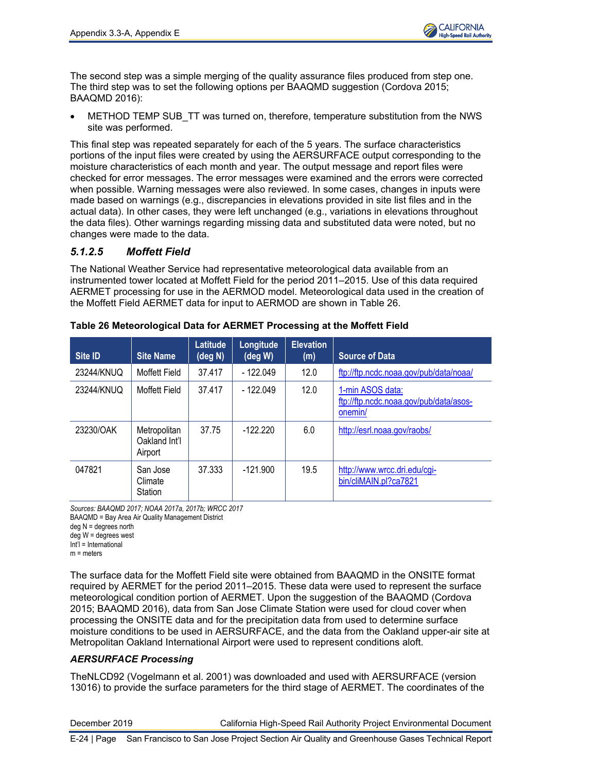The second step was a simple merging of the quality assurance files produced from step one. The third step was to set the following options per BAAQMD suggestion (Cordova 2015; BAAQMD 2016):

- METHOD TEMP SUB_TT was turned on, therefore, temperature substitution from the NWS site was performed.

This final step was repeated separately for each of the 5 years. The surface characteristics portions of the input files were created by using the AERSURFACE output corresponding to the moisture characteristics of each month and year. The output message and report files were checked for error messages. The error messages were examined and the errors were corrected when possible. Warning messages were also reviewed. In some cases, changes in inputs were made based on warnings (e.g., discrepancies in elevations provided in site list files and in the actual data). In other cases, they were left unchanged (e.g., variations in elevations throughout the data files). Other warnings regarding missing data and substituted data were noted, but no changes were made to the data.

### *5.1.2.5 Moffett Field*

The National Weather Service had representative meteorological data available from an instrumented tower located at Moffett Field for the period 2011–2015. Use of this data required AERMET processing for use in the AERMOD model. Meteorological data used in the creation of the Moffett Field AERMET data for input to AERMOD are shown in Table 26.

**Table 26 Meteorological Data for AERMET Processing at the Moffett Field**

| Site ID | Site Name | Latitude (deg N) | Longitude (deg W) | Elevation (m) | Source of Data |
|---|---|---|---|---|---|
| 23244/KNUQ | Moffett Field | 37.417 | - 122.049 | 12.0 | ftp://ftp.ncdc.noaa.gov/pub/data/noaa/ |
| 23244/KNUQ | Moffett Field | 37.417 | - 122.049 | 12.0 | 1-min ASOS data: ftp://ftp.ncdc.noaa.gov/pub/data/asos-onemin/ |
| 23230/OAK | Metropolitan Oakland Int'l Airport | 37.75 | -122.220 | 6.0 | http://esrl.noaa.gov/raobs/ |
| 047821 | San Jose Climate Station | 37.333 | -121.900 | 19.5 | http://www.wrcc.dri.edu/cgi-bin/cliMAIN.pl?ca7821 |

*Sources: BAAQMD 2017; NOAA 2017a, 2017b; WRCC 2017*
BAAQMD = Bay Area Air Quality Management District
deg N = degrees north
deg W = degrees west
Int'l = International
m = meters

The surface data for the Moffett Field site were obtained from BAAQMD in the ONSITE format required by AERMET for the period 2011–2015. These data were used to represent the surface meteorological condition portion of AERMET. Upon the suggestion of the BAAQMD (Cordova 2015; BAAQMD 2016), data from San Jose Climate Station were used for cloud cover when processing the ONSITE data and for the precipitation data from used to determine surface moisture conditions to be used in AERSURFACE, and the data from the Oakland upper-air site at Metropolitan Oakland International Airport were used to represent conditions aloft.

#### *AERSURFACE Processing*

TheNLCD92 (Vogelmann et al. 2001) was downloaded and used with AERSURFACE (version 13016) to provide the surface parameters for the third stage of AERMET. The coordinates of the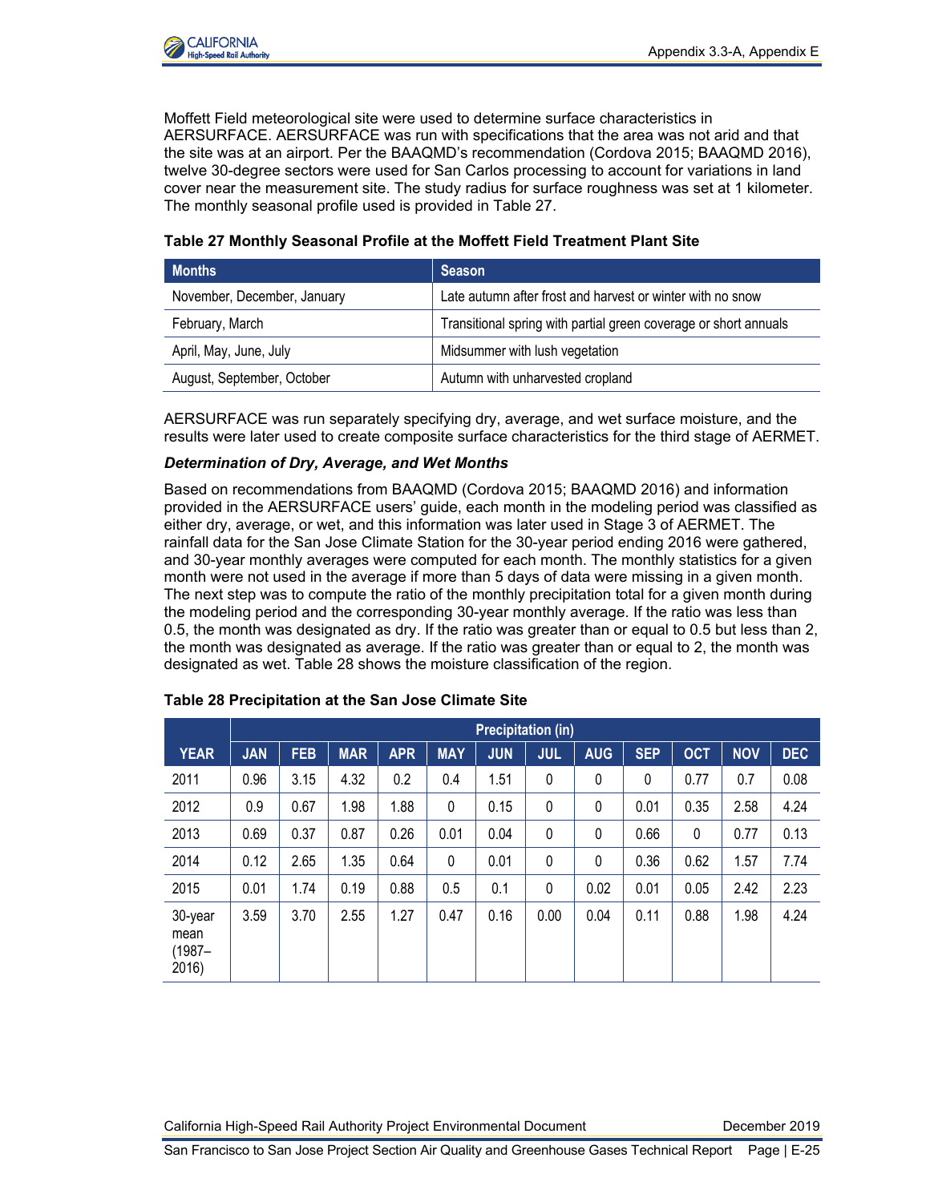Moffett Field meteorological site were used to determine surface characteristics in AERSURFACE. AERSURFACE was run with specifications that the area was not arid and that the site was at an airport. Per the BAAQMD's recommendation (Cordova 2015; BAAQMD 2016), twelve 30-degree sectors were used for San Carlos processing to account for variations in land cover near the measurement site. The study radius for surface roughness was set at 1 kilometer. The monthly seasonal profile used is provided in Table 27.

**Table 27 Monthly Seasonal Profile at the Moffett Field Treatment Plant Site**

| Months | Season |
|---|---|
| November, December, January | Late autumn after frost and harvest or winter with no snow |
| February, March | Transitional spring with partial green coverage or short annuals |
| April, May, June, July | Midsummer with lush vegetation |
| August, September, October | Autumn with unharvested cropland |

AERSURFACE was run separately specifying dry, average, and wet surface moisture, and the results were later used to create composite surface characteristics for the third stage of AERMET.

***Determination of Dry, Average, and Wet Months***

Based on recommendations from BAAQMD (Cordova 2015; BAAQMD 2016) and information provided in the AERSURFACE users' guide, each month in the modeling period was classified as either dry, average, or wet, and this information was later used in Stage 3 of AERMET. The rainfall data for the San Jose Climate Station for the 30-year period ending 2016 were gathered, and 30-year monthly averages were computed for each month. The monthly statistics for a given month were not used in the average if more than 5 days of data were missing in a given month. The next step was to compute the ratio of the monthly precipitation total for a given month during the modeling period and the corresponding 30-year monthly average. If the ratio was less than 0.5, the month was designated as dry. If the ratio was greater than or equal to 0.5 but less than 2, the month was designated as average. If the ratio was greater than or equal to 2, the month was designated as wet. Table 28 shows the moisture classification of the region.

**Table 28 Precipitation at the San Jose Climate Site**

| YEAR | Precipitation (in) | | | | | | | | | | | |
|---|---|---|---|---|---|---|---|---|---|---|---|---|
| | JAN | FEB | MAR | APR | MAY | JUN | JUL | AUG | SEP | OCT | NOV | DEC |
| 2011 | 0.96 | 3.15 | 4.32 | 0.2 | 0.4 | 1.51 | 0 | 0 | 0 | 0.77 | 0.7 | 0.08 |
| 2012 | 0.9 | 0.67 | 1.98 | 1.88 | 0 | 0.15 | 0 | 0 | 0.01 | 0.35 | 2.58 | 4.24 |
| 2013 | 0.69 | 0.37 | 0.87 | 0.26 | 0.01 | 0.04 | 0 | 0 | 0.66 | 0 | 0.77 | 0.13 |
| 2014 | 0.12 | 2.65 | 1.35 | 0.64 | 0 | 0.01 | 0 | 0 | 0.36 | 0.62 | 1.57 | 7.74 |
| 2015 | 0.01 | 1.74 | 0.19 | 0.88 | 0.5 | 0.1 | 0 | 0.02 | 0.01 | 0.05 | 2.42 | 2.23 |
| 30-year mean (1987–2016) | 3.59 | 3.70 | 2.55 | 1.27 | 0.47 | 0.16 | 0.00 | 0.04 | 0.11 | 0.88 | 1.98 | 4.24 |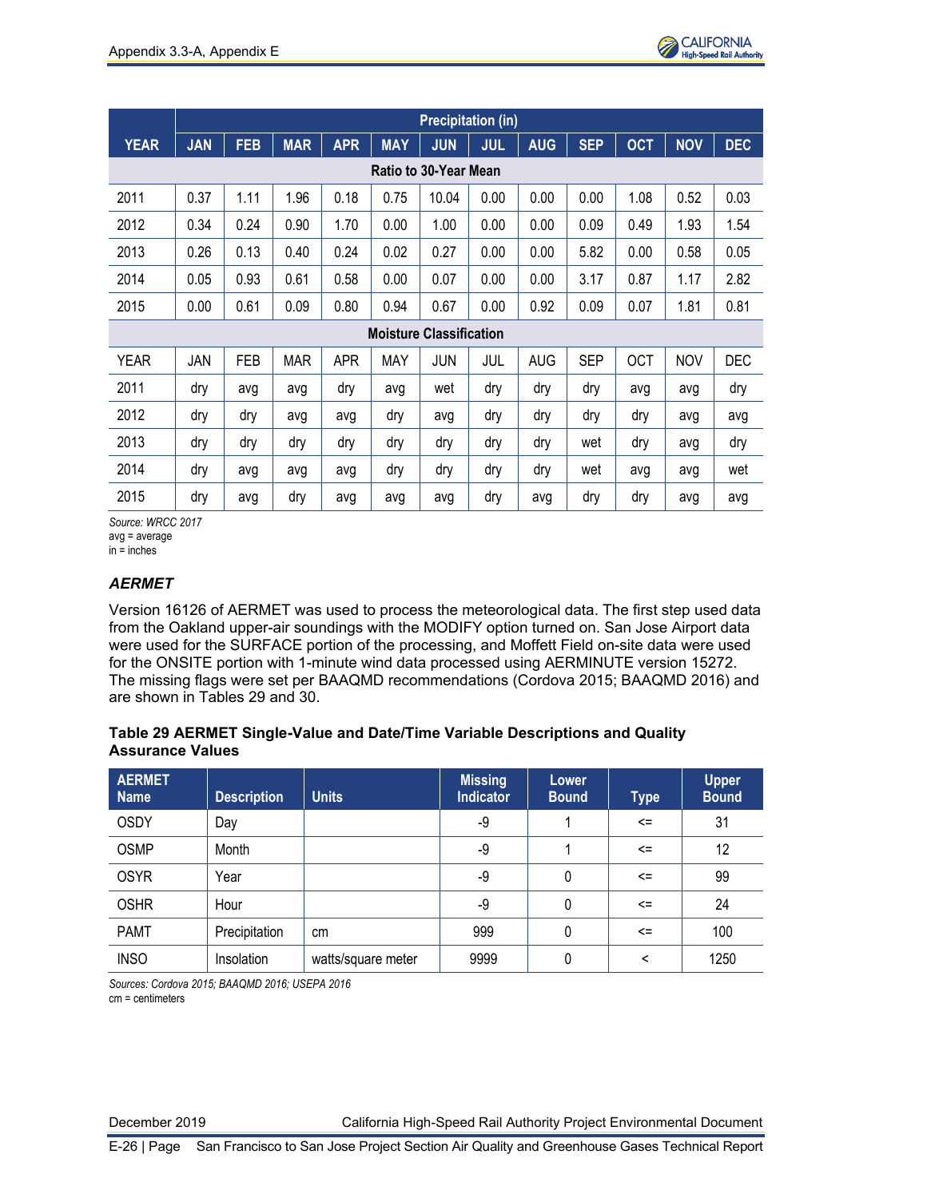| YEAR | Precipitation (in) | | | | | | | | | | | |
|---|---|---|---|---|---|---|---|---|---|---|---|---|
| | JAN | FEB | MAR | APR | MAY | JUN | JUL | AUG | SEP | OCT | NOV | DEC |
| **Ratio to 30-Year Mean** | | | | | | | | | | | | |
| 2011 | 0.37 | 1.11 | 1.96 | 0.18 | 0.75 | 10.04 | 0.00 | 0.00 | 0.00 | 1.08 | 0.52 | 0.03 |
| 2012 | 0.34 | 0.24 | 0.90 | 1.70 | 0.00 | 1.00 | 0.00 | 0.00 | 0.09 | 0.49 | 1.93 | 1.54 |
| 2013 | 0.26 | 0.13 | 0.40 | 0.24 | 0.02 | 0.27 | 0.00 | 0.00 | 5.82 | 0.00 | 0.58 | 0.05 |
| 2014 | 0.05 | 0.93 | 0.61 | 0.58 | 0.00 | 0.07 | 0.00 | 0.00 | 3.17 | 0.87 | 1.17 | 2.82 |
| 2015 | 0.00 | 0.61 | 0.09 | 0.80 | 0.94 | 0.67 | 0.00 | 0.92 | 0.09 | 0.07 | 1.81 | 0.81 |
| **Moisture Classification** | | | | | | | | | | | | |
| YEAR | JAN | FEB | MAR | APR | MAY | JUN | JUL | AUG | SEP | OCT | NOV | DEC |
| 2011 | dry | avg | avg | dry | avg | wet | dry | dry | dry | avg | avg | dry |
| 2012 | dry | dry | avg | avg | dry | avg | dry | dry | dry | dry | avg | avg |
| 2013 | dry | dry | dry | dry | dry | dry | dry | dry | wet | dry | avg | dry |
| 2014 | dry | avg | avg | avg | dry | dry | dry | dry | wet | avg | avg | wet |
| 2015 | dry | avg | dry | avg | avg | avg | dry | avg | dry | dry | avg | avg |

*Source: WRCC 2017*
avg = average
in = inches

### *AERMET*

Version 16126 of AERMET was used to process the meteorological data. The first step used data from the Oakland upper-air soundings with the MODIFY option turned on. San Jose Airport data were used for the SURFACE portion of the processing, and Moffett Field on-site data were used for the ONSITE portion with 1-minute wind data processed using AERMINUTE version 15272. The missing flags were set per BAAQMD recommendations (Cordova 2015; BAAQMD 2016) and are shown in Tables 29 and 30.

**Table 29 AERMET Single-Value and Date/Time Variable Descriptions and Quality Assurance Values**

| AERMET Name | Description | Units | Missing Indicator | Lower Bound | Type | Upper Bound |
|---|---|---|---|---|---|---|
| OSDY | Day | | -9 | 1 | <= | 31 |
| OSMP | Month | | -9 | 1 | <= | 12 |
| OSYR | Year | | -9 | 0 | <= | 99 |
| OSHR | Hour | | -9 | 0 | <= | 24 |
| PAMT | Precipitation | cm | 999 | 0 | <= | 100 |
| INSO | Insolation | watts/square meter | 9999 | 0 | < | 1250 |

*Sources: Cordova 2015; BAAQMD 2016; USEPA 2016*
cm = centimeters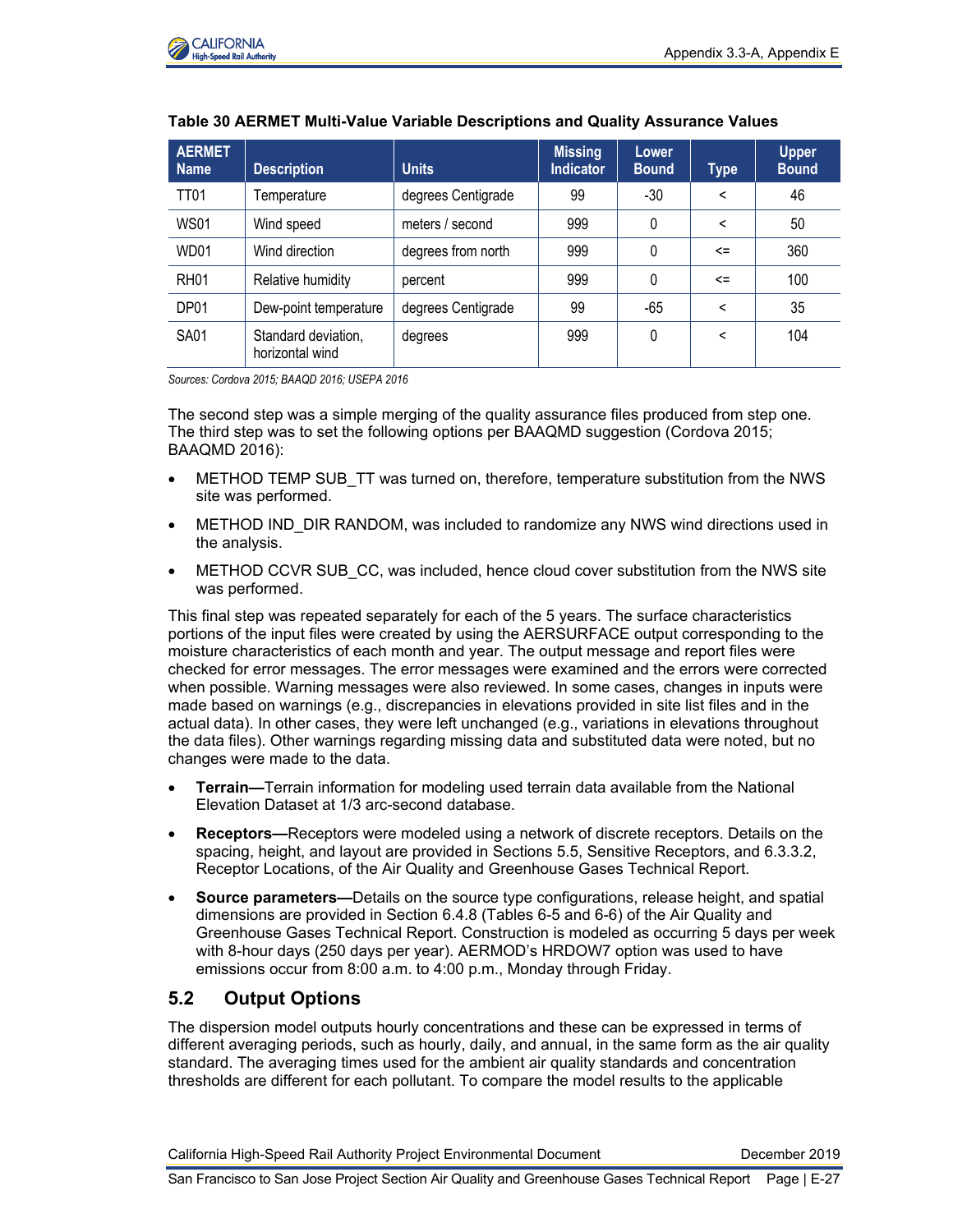**Table 30 AERMET Multi-Value Variable Descriptions and Quality Assurance Values**

| AERMET Name | Description | Units | Missing Indicator | Lower Bound | Type | Upper Bound |
|---|---|---|---|---|---|---|
| TT01 | Temperature | degrees Centigrade | 99 | -30 | < | 46 |
| WS01 | Wind speed | meters / second | 999 | 0 | < | 50 |
| WD01 | Wind direction | degrees from north | 999 | 0 | <= | 360 |
| RH01 | Relative humidity | percent | 999 | 0 | <= | 100 |
| DP01 | Dew-point temperature | degrees Centigrade | 99 | -65 | < | 35 |
| SA01 | Standard deviation, horizontal wind | degrees | 999 | 0 | < | 104 |

*Sources: Cordova 2015; BAAQD 2016; USEPA 2016*

The second step was a simple merging of the quality assurance files produced from step one. The third step was to set the following options per BAAQMD suggestion (Cordova 2015; BAAQMD 2016):

- METHOD TEMP SUB_TT was turned on, therefore, temperature substitution from the NWS site was performed.
- METHOD IND_DIR RANDOM, was included to randomize any NWS wind directions used in the analysis.
- METHOD CCVR SUB_CC, was included, hence cloud cover substitution from the NWS site was performed.

This final step was repeated separately for each of the 5 years. The surface characteristics portions of the input files were created by using the AERSURFACE output corresponding to the moisture characteristics of each month and year. The output message and report files were checked for error messages. The error messages were examined and the errors were corrected when possible. Warning messages were also reviewed. In some cases, changes in inputs were made based on warnings (e.g., discrepancies in elevations provided in site list files and in the actual data). In other cases, they were left unchanged (e.g., variations in elevations throughout the data files). Other warnings regarding missing data and substituted data were noted, but no changes were made to the data.

- **Terrain—**Terrain information for modeling used terrain data available from the National Elevation Dataset at 1/3 arc-second database.
- **Receptors—**Receptors were modeled using a network of discrete receptors. Details on the spacing, height, and layout are provided in Sections 5.5, Sensitive Receptors, and 6.3.3.2, Receptor Locations, of the Air Quality and Greenhouse Gases Technical Report.
- **Source parameters—**Details on the source type configurations, release height, and spatial dimensions are provided in Section 6.4.8 (Tables 6-5 and 6-6) of the Air Quality and Greenhouse Gases Technical Report. Construction is modeled as occurring 5 days per week with 8-hour days (250 days per year). AERMOD's HRDOW7 option was used to have emissions occur from 8:00 a.m. to 4:00 p.m., Monday through Friday.

## 5.2 Output Options

The dispersion model outputs hourly concentrations and these can be expressed in terms of different averaging periods, such as hourly, daily, and annual, in the same form as the air quality standard. The averaging times used for the ambient air quality standards and concentration thresholds are different for each pollutant. To compare the model results to the applicable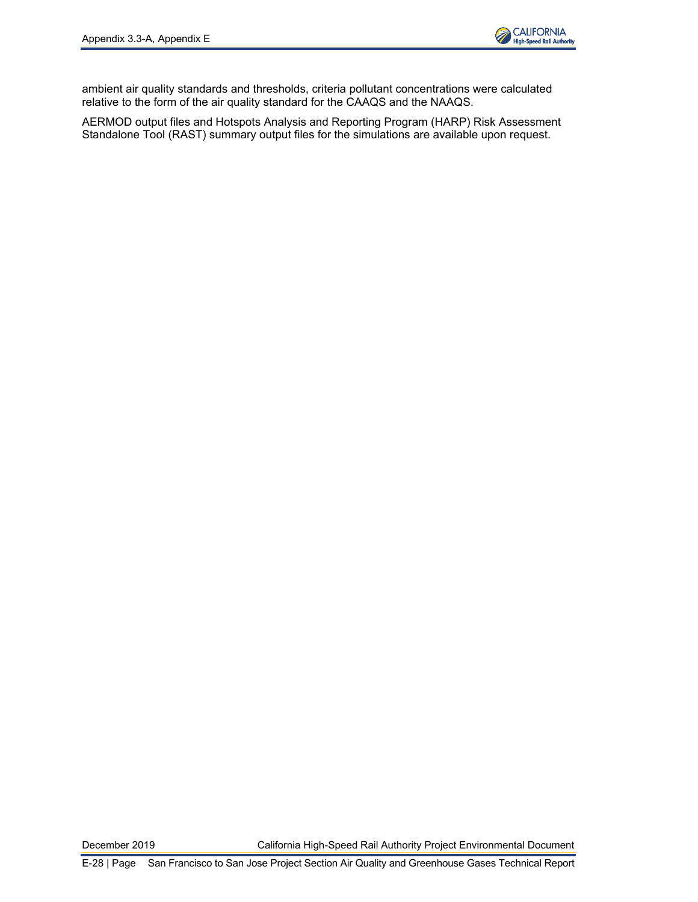ambient air quality standards and thresholds, criteria pollutant concentrations were calculated relative to the form of the air quality standard for the CAAQS and the NAAQS.

AERMOD output files and Hotspots Analysis and Reporting Program (HARP) Risk Assessment Standalone Tool (RAST) summary output files for the simulations are available upon request.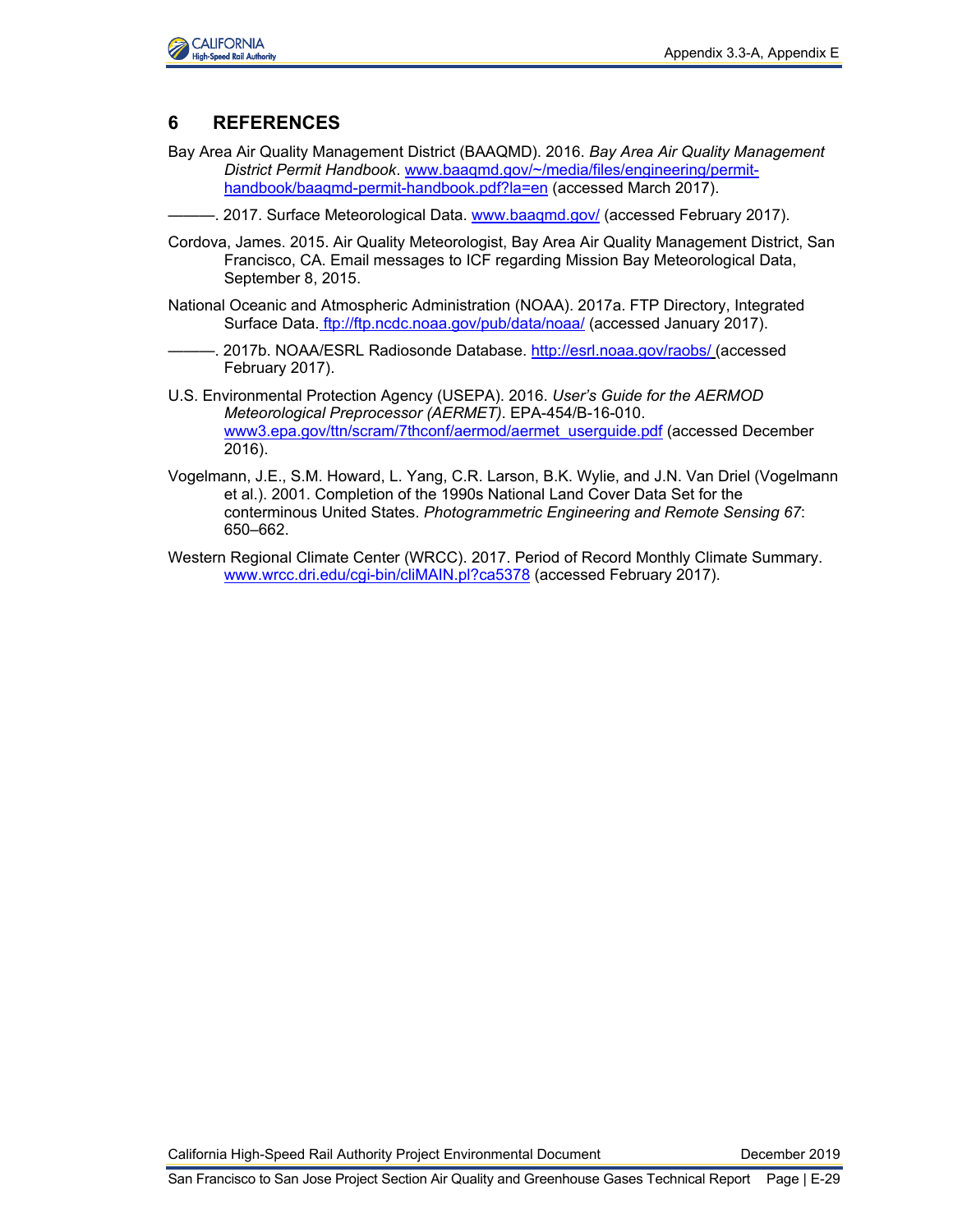## 6 REFERENCES

Bay Area Air Quality Management District (BAAQMD). 2016. *Bay Area Air Quality Management District Permit Handbook*. www.baaqmd.gov/~/media/files/engineering/permit-handbook/baaqmd-permit-handbook.pdf?la=en (accessed March 2017).

———. 2017. Surface Meteorological Data. www.baaqmd.gov/ (accessed February 2017).

Cordova, James. 2015. Air Quality Meteorologist, Bay Area Air Quality Management District, San Francisco, CA. Email messages to ICF regarding Mission Bay Meteorological Data, September 8, 2015.

National Oceanic and Atmospheric Administration (NOAA). 2017a. FTP Directory, Integrated Surface Data. ftp://ftp.ncdc.noaa.gov/pub/data/noaa/ (accessed January 2017).

———. 2017b. NOAA/ESRL Radiosonde Database. http://esrl.noaa.gov/raobs/ (accessed February 2017).

U.S. Environmental Protection Agency (USEPA). 2016. *User's Guide for the AERMOD Meteorological Preprocessor (AERMET)*. EPA-454/B-16-010. www3.epa.gov/ttn/scram/7thconf/aermod/aermet_userguide.pdf (accessed December 2016).

Vogelmann, J.E., S.M. Howard, L. Yang, C.R. Larson, B.K. Wylie, and J.N. Van Driel (Vogelmann et al.). 2001. Completion of the 1990s National Land Cover Data Set for the conterminous United States. *Photogrammetric Engineering and Remote Sensing 67*: 650–662.

Western Regional Climate Center (WRCC). 2017. Period of Record Monthly Climate Summary. www.wrcc.dri.edu/cgi-bin/cliMAIN.pl?ca5378 (accessed February 2017).